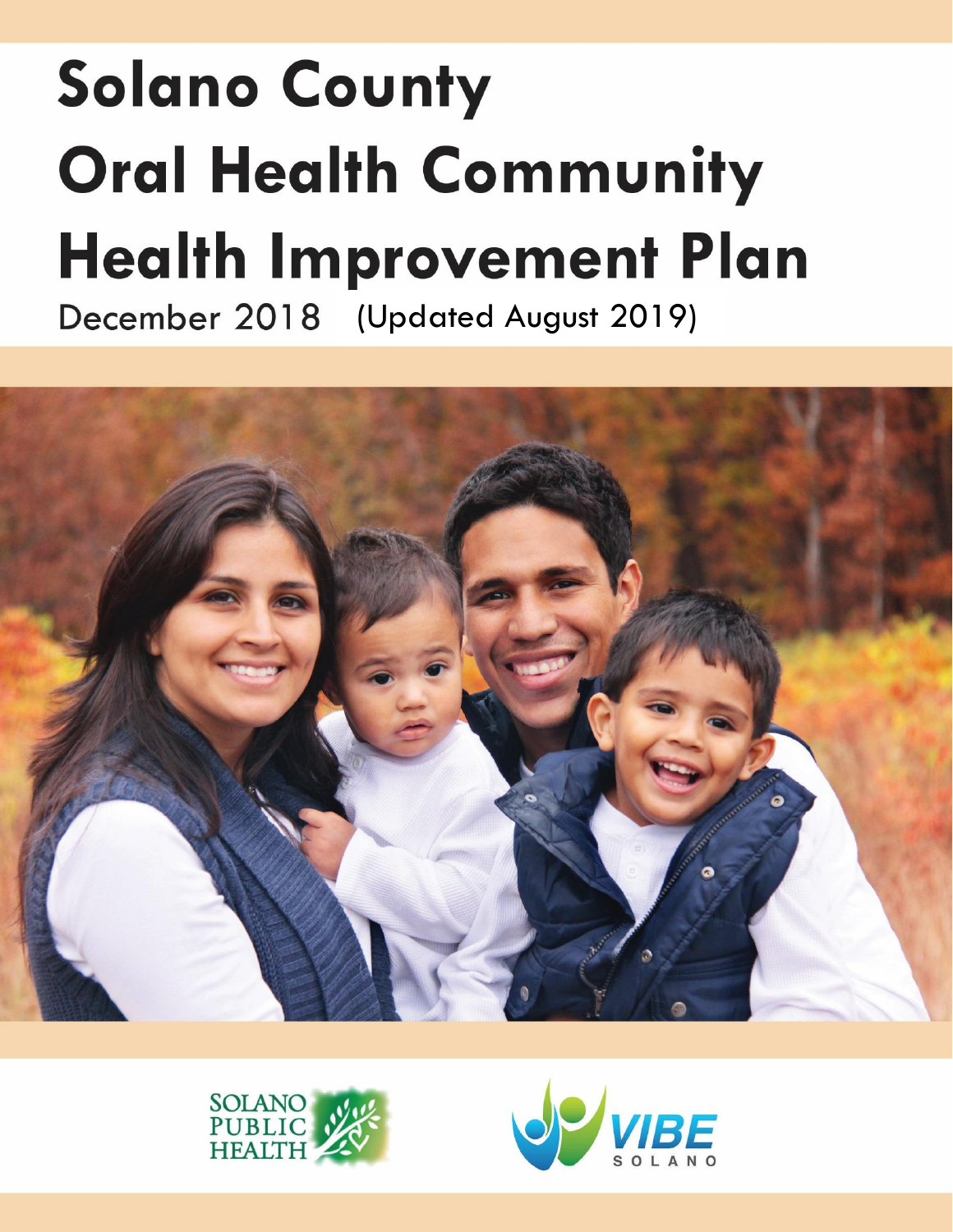# Solano County Oral Health Community Health Improvement Plan

December 2018 (Updated August 2019)

SOLANO PUBLIC HEALTH

VIBE SOLANO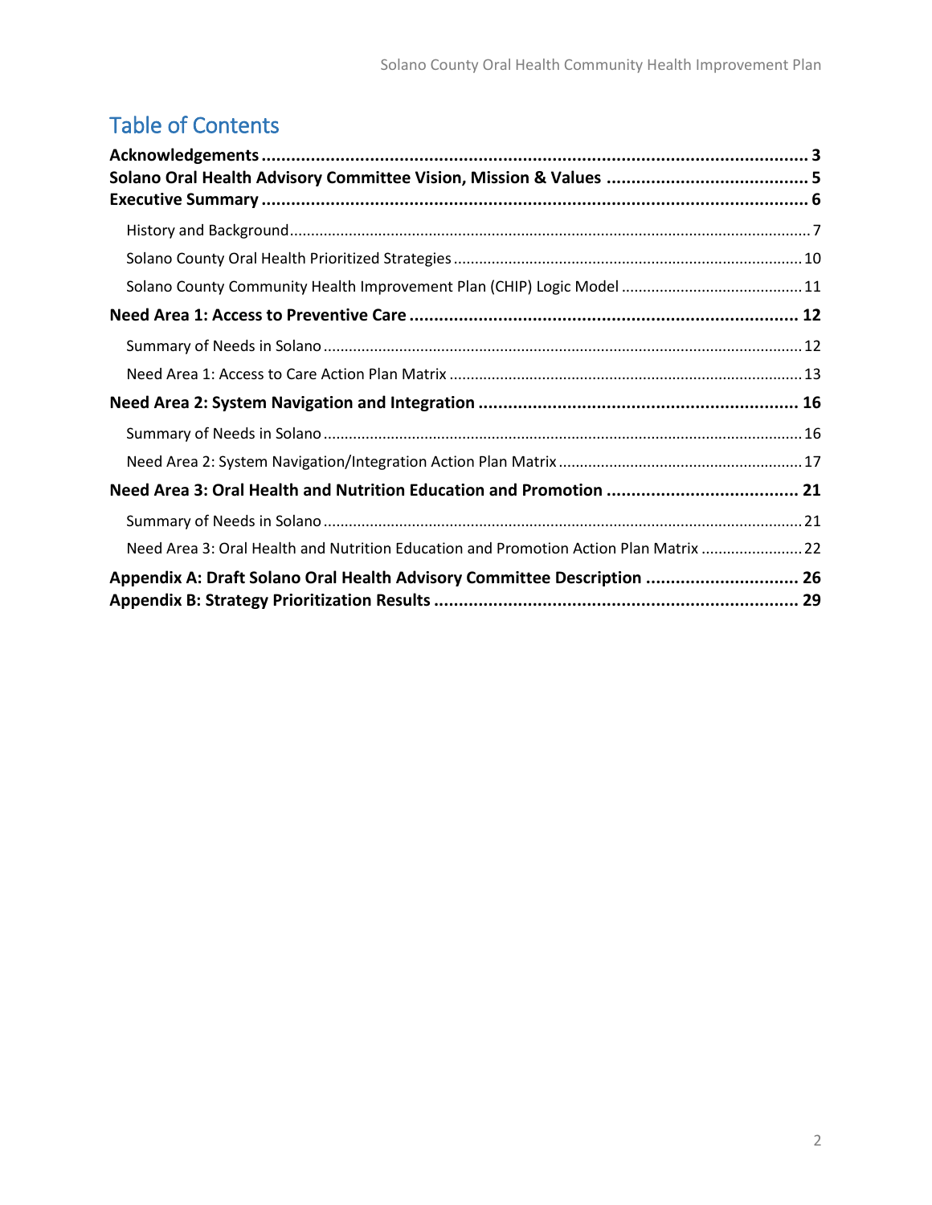# Table of Contents

**Acknowledgements** ..... **3**
**Solano Oral Health Advisory Committee Vision, Mission & Values** ..... **5**
**Executive Summary** ..... **6**

- History and Background ..... 7
- Solano County Oral Health Prioritized Strategies ..... 10
- Solano County Community Health Improvement Plan (CHIP) Logic Model ..... 11

**Need Area 1: Access to Preventive Care** ..... **12**

- Summary of Needs in Solano ..... 12
- Need Area 1: Access to Care Action Plan Matrix ..... 13

**Need Area 2: System Navigation and Integration** ..... **16**

- Summary of Needs in Solano ..... 16
- Need Area 2: System Navigation/Integration Action Plan Matrix ..... 17

**Need Area 3: Oral Health and Nutrition Education and Promotion** ..... **21**

- Summary of Needs in Solano ..... 21
- Need Area 3: Oral Health and Nutrition Education and Promotion Action Plan Matrix ..... 22

**Appendix A: Draft Solano Oral Health Advisory Committee Description** ..... **26**
**Appendix B: Strategy Prioritization Results** ..... **29**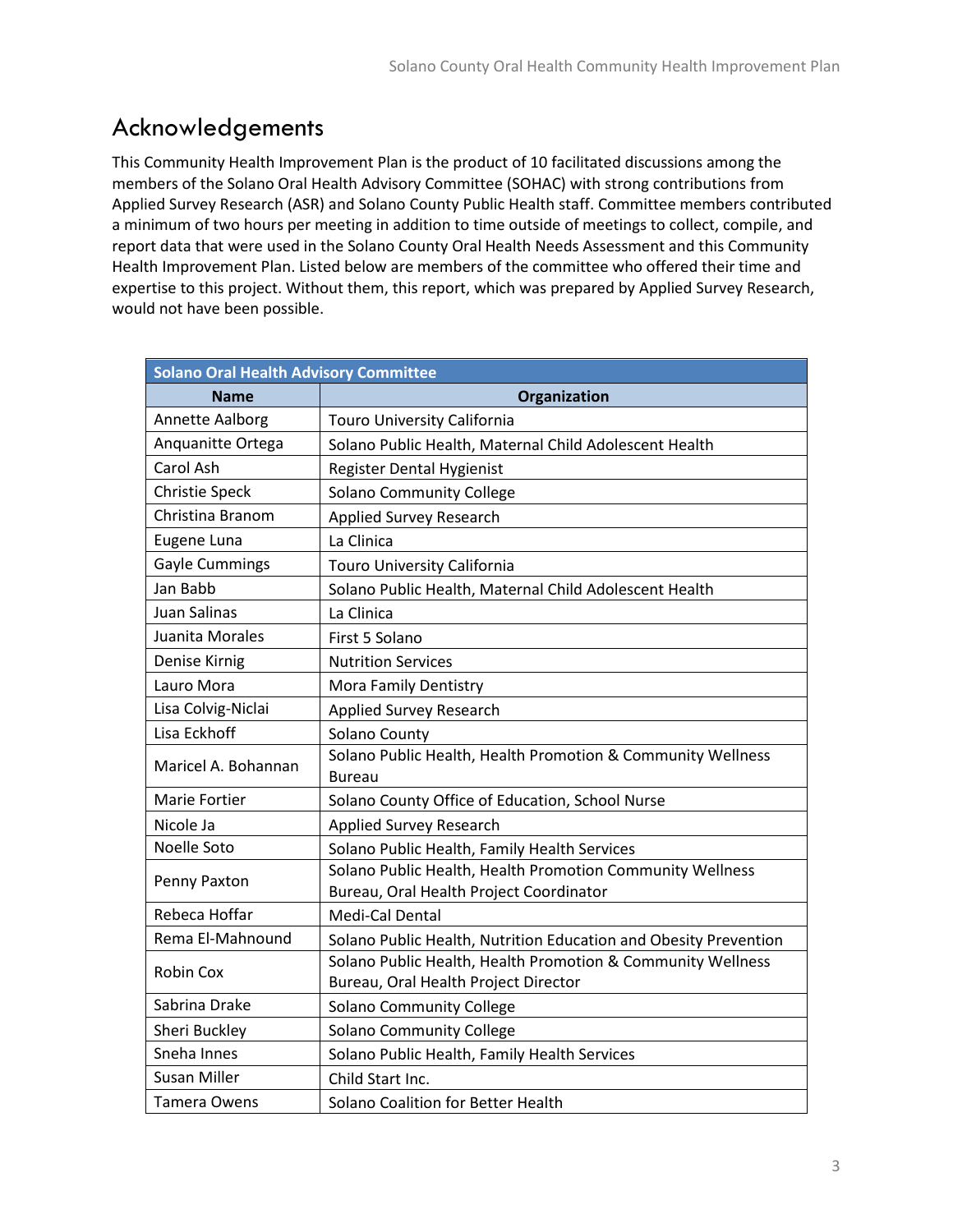# Acknowledgements

This Community Health Improvement Plan is the product of 10 facilitated discussions among the members of the Solano Oral Health Advisory Committee (SOHAC) with strong contributions from Applied Survey Research (ASR) and Solano County Public Health staff. Committee members contributed a minimum of two hours per meeting in addition to time outside of meetings to collect, compile, and report data that were used in the Solano County Oral Health Needs Assessment and this Community Health Improvement Plan. Listed below are members of the committee who offered their time and expertise to this project. Without them, this report, which was prepared by Applied Survey Research, would not have been possible.

| Solano Oral Health Advisory Committee | |
|---|---|
| **Name** | **Organization** |
| Annette Aalborg | Touro University California |
| Anquanitte Ortega | Solano Public Health, Maternal Child Adolescent Health |
| Carol Ash | Register Dental Hygienist |
| Christie Speck | Solano Community College |
| Christina Branom | Applied Survey Research |
| Eugene Luna | La Clinica |
| Gayle Cummings | Touro University California |
| Jan Babb | Solano Public Health, Maternal Child Adolescent Health |
| Juan Salinas | La Clinica |
| Juanita Morales | First 5 Solano |
| Denise Kirnig | Nutrition Services |
| Lauro Mora | Mora Family Dentistry |
| Lisa Colvig-Niclai | Applied Survey Research |
| Lisa Eckhoff | Solano County |
| Maricel A. Bohannan | Solano Public Health, Health Promotion & Community Wellness Bureau |
| Marie Fortier | Solano County Office of Education, School Nurse |
| Nicole Ja | Applied Survey Research |
| Noelle Soto | Solano Public Health, Family Health Services |
| Penny Paxton | Solano Public Health, Health Promotion Community Wellness Bureau, Oral Health Project Coordinator |
| Rebeca Hoffar | Medi-Cal Dental |
| Rema El-Mahnound | Solano Public Health, Nutrition Education and Obesity Prevention |
| Robin Cox | Solano Public Health, Health Promotion & Community Wellness Bureau, Oral Health Project Director |
| Sabrina Drake | Solano Community College |
| Sheri Buckley | Solano Community College |
| Sneha Innes | Solano Public Health, Family Health Services |
| Susan Miller | Child Start Inc. |
| Tamera Owens | Solano Coalition for Better Health |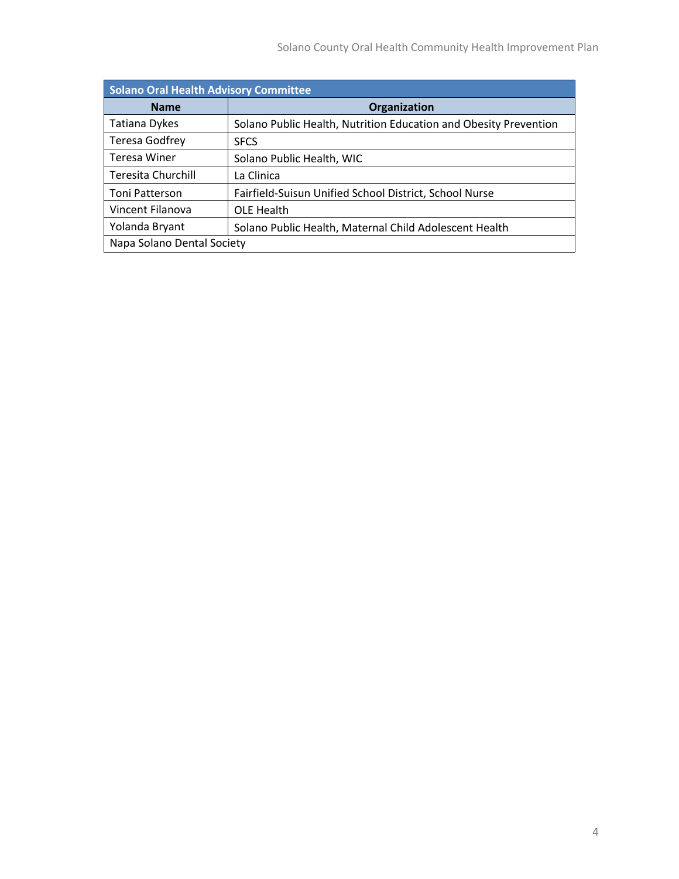| Solano Oral Health Advisory Committee | |
|---|---|
| **Name** | **Organization** |
| Tatiana Dykes | Solano Public Health, Nutrition Education and Obesity Prevention |
| Teresa Godfrey | SFCS |
| Teresa Winer | Solano Public Health, WIC |
| Teresita Churchill | La Clinica |
| Toni Patterson | Fairfield-Suisun Unified School District, School Nurse |
| Vincent Filanova | OLE Health |
| Yolanda Bryant | Solano Public Health, Maternal Child Adolescent Health |
| Napa Solano Dental Society | |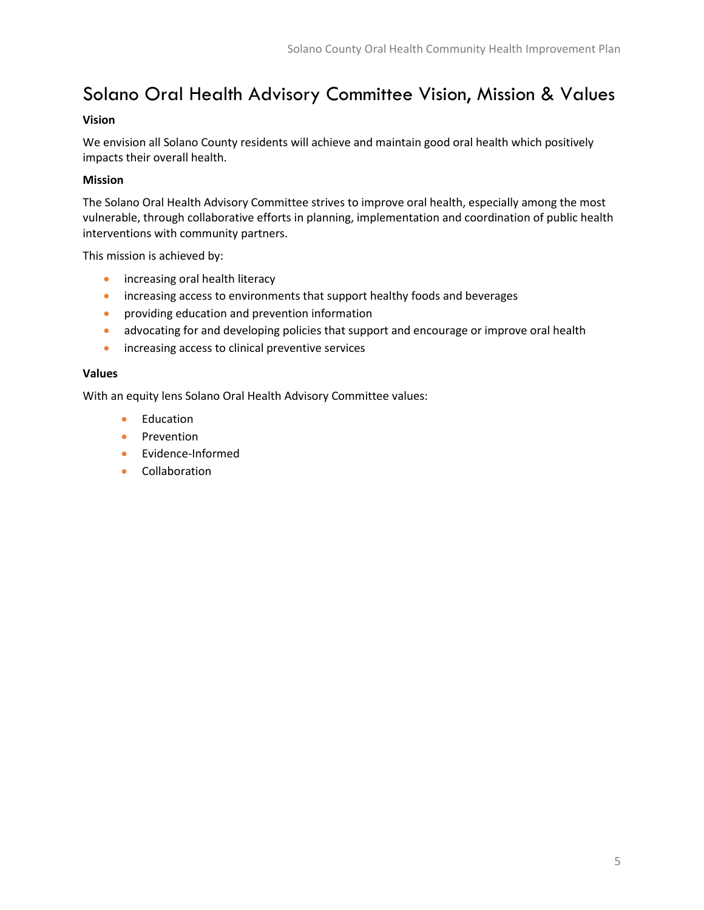# Solano Oral Health Advisory Committee Vision, Mission & Values

**Vision**

We envision all Solano County residents will achieve and maintain good oral health which positively impacts their overall health.

**Mission**

The Solano Oral Health Advisory Committee strives to improve oral health, especially among the most vulnerable, through collaborative efforts in planning, implementation and coordination of public health interventions with community partners.

This mission is achieved by:

- increasing oral health literacy
- increasing access to environments that support healthy foods and beverages
- providing education and prevention information
- advocating for and developing policies that support and encourage or improve oral health
- increasing access to clinical preventive services

**Values**

With an equity lens Solano Oral Health Advisory Committee values:

- Education
- Prevention
- Evidence-Informed
- Collaboration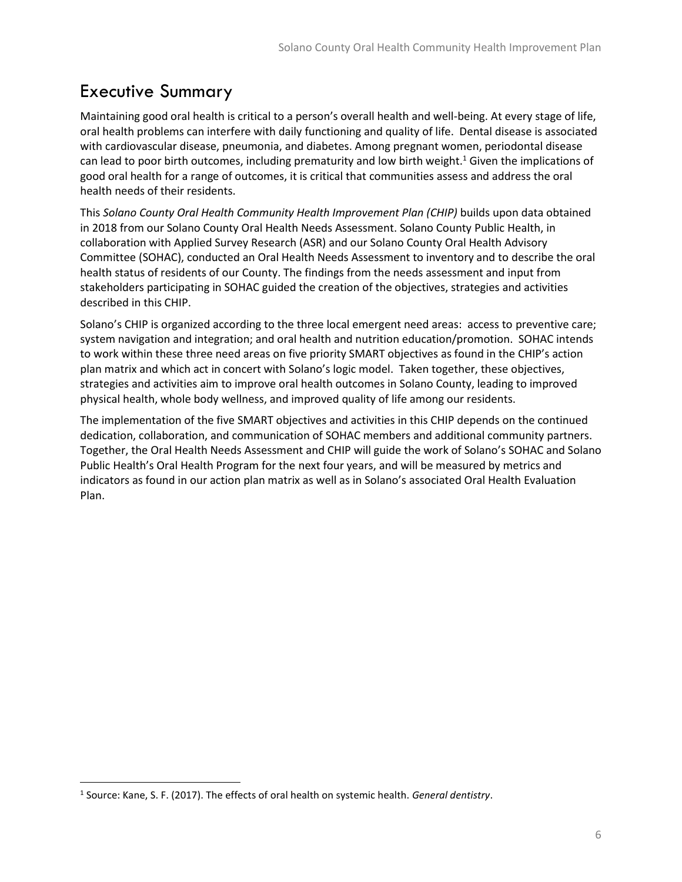# Executive Summary

Maintaining good oral health is critical to a person's overall health and well-being. At every stage of life, oral health problems can interfere with daily functioning and quality of life. Dental disease is associated with cardiovascular disease, pneumonia, and diabetes. Among pregnant women, periodontal disease can lead to poor birth outcomes, including prematurity and low birth weight.[1] Given the implications of good oral health for a range of outcomes, it is critical that communities assess and address the oral health needs of their residents.

This *Solano County Oral Health Community Health Improvement Plan (CHIP)* builds upon data obtained in 2018 from our Solano County Oral Health Needs Assessment. Solano County Public Health, in collaboration with Applied Survey Research (ASR) and our Solano County Oral Health Advisory Committee (SOHAC), conducted an Oral Health Needs Assessment to inventory and to describe the oral health status of residents of our County. The findings from the needs assessment and input from stakeholders participating in SOHAC guided the creation of the objectives, strategies and activities described in this CHIP.

Solano's CHIP is organized according to the three local emergent need areas: access to preventive care; system navigation and integration; and oral health and nutrition education/promotion. SOHAC intends to work within these three need areas on five priority SMART objectives as found in the CHIP's action plan matrix and which act in concert with Solano's logic model. Taken together, these objectives, strategies and activities aim to improve oral health outcomes in Solano County, leading to improved physical health, whole body wellness, and improved quality of life among our residents.

The implementation of the five SMART objectives and activities in this CHIP depends on the continued dedication, collaboration, and communication of SOHAC members and additional community partners. Together, the Oral Health Needs Assessment and CHIP will guide the work of Solano's SOHAC and Solano Public Health's Oral Health Program for the next four years, and will be measured by metrics and indicators as found in our action plan matrix as well as in Solano's associated Oral Health Evaluation Plan.

---

[1] Source: Kane, S. F. (2017). The effects of oral health on systemic health. *General dentistry*.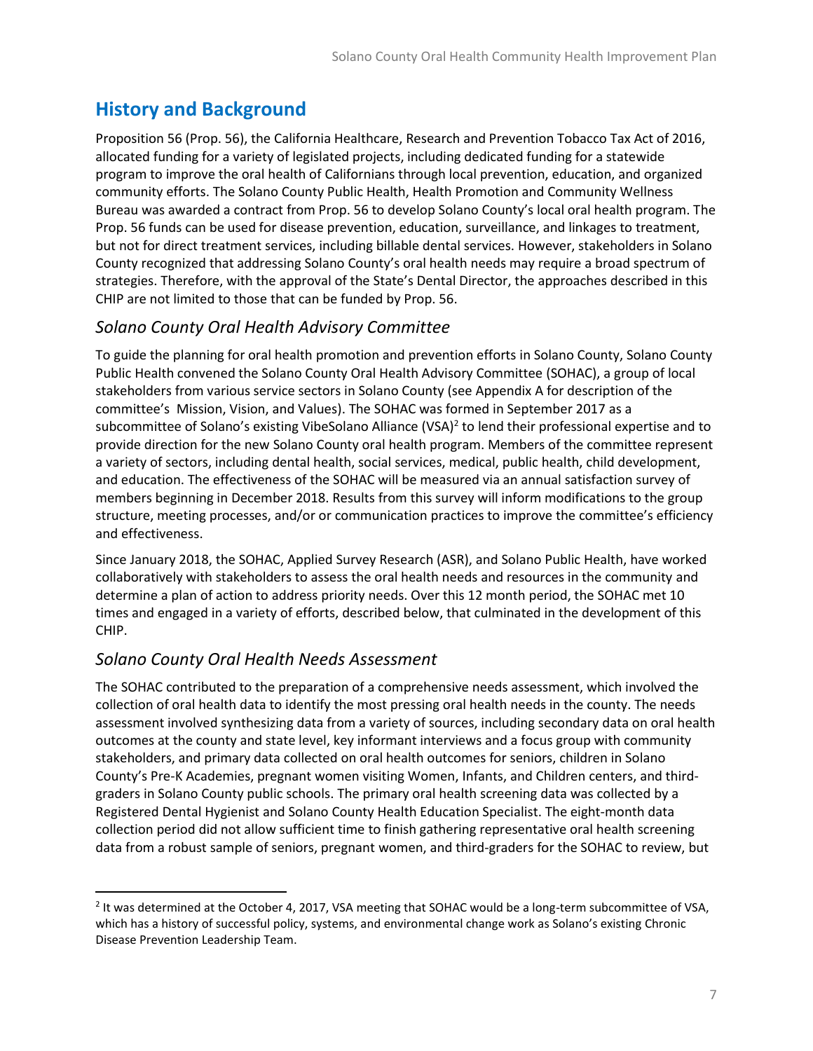## History and Background

Proposition 56 (Prop. 56), the California Healthcare, Research and Prevention Tobacco Tax Act of 2016, allocated funding for a variety of legislated projects, including dedicated funding for a statewide program to improve the oral health of Californians through local prevention, education, and organized community efforts. The Solano County Public Health, Health Promotion and Community Wellness Bureau was awarded a contract from Prop. 56 to develop Solano County's local oral health program. The Prop. 56 funds can be used for disease prevention, education, surveillance, and linkages to treatment, but not for direct treatment services, including billable dental services. However, stakeholders in Solano County recognized that addressing Solano County's oral health needs may require a broad spectrum of strategies. Therefore, with the approval of the State's Dental Director, the approaches described in this CHIP are not limited to those that can be funded by Prop. 56.

### *Solano County Oral Health Advisory Committee*

To guide the planning for oral health promotion and prevention efforts in Solano County, Solano County Public Health convened the Solano County Oral Health Advisory Committee (SOHAC), a group of local stakeholders from various service sectors in Solano County (see Appendix A for description of the committee's Mission, Vision, and Values). The SOHAC was formed in September 2017 as a subcommittee of Solano's existing VibeSolano Alliance (VSA)[2] to lend their professional expertise and to provide direction for the new Solano County oral health program. Members of the committee represent a variety of sectors, including dental health, social services, medical, public health, child development, and education. The effectiveness of the SOHAC will be measured via an annual satisfaction survey of members beginning in December 2018. Results from this survey will inform modifications to the group structure, meeting processes, and/or or communication practices to improve the committee's efficiency and effectiveness.

Since January 2018, the SOHAC, Applied Survey Research (ASR), and Solano Public Health, have worked collaboratively with stakeholders to assess the oral health needs and resources in the community and determine a plan of action to address priority needs. Over this 12 month period, the SOHAC met 10 times and engaged in a variety of efforts, described below, that culminated in the development of this CHIP.

### *Solano County Oral Health Needs Assessment*

The SOHAC contributed to the preparation of a comprehensive needs assessment, which involved the collection of oral health data to identify the most pressing oral health needs in the county. The needs assessment involved synthesizing data from a variety of sources, including secondary data on oral health outcomes at the county and state level, key informant interviews and a focus group with community stakeholders, and primary data collected on oral health outcomes for seniors, children in Solano County's Pre-K Academies, pregnant women visiting Women, Infants, and Children centers, and third-graders in Solano County public schools. The primary oral health screening data was collected by a Registered Dental Hygienist and Solano County Health Education Specialist. The eight-month data collection period did not allow sufficient time to finish gathering representative oral health screening data from a robust sample of seniors, pregnant women, and third-graders for the SOHAC to review, but

[2] It was determined at the October 4, 2017, VSA meeting that SOHAC would be a long-term subcommittee of VSA, which has a history of successful policy, systems, and environmental change work as Solano's existing Chronic Disease Prevention Leadership Team.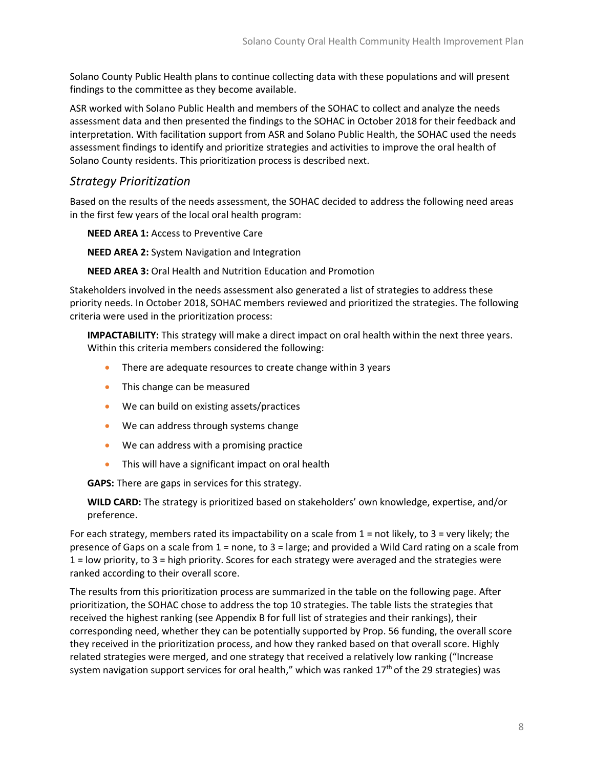Solano County Public Health plans to continue collecting data with these populations and will present findings to the committee as they become available.

ASR worked with Solano Public Health and members of the SOHAC to collect and analyze the needs assessment data and then presented the findings to the SOHAC in October 2018 for their feedback and interpretation. With facilitation support from ASR and Solano Public Health, the SOHAC used the needs assessment findings to identify and prioritize strategies and activities to improve the oral health of Solano County residents. This prioritization process is described next.

### *Strategy Prioritization*

Based on the results of the needs assessment, the SOHAC decided to address the following need areas in the first few years of the local oral health program:

**NEED AREA 1:** Access to Preventive Care

**NEED AREA 2:** System Navigation and Integration

**NEED AREA 3:** Oral Health and Nutrition Education and Promotion

Stakeholders involved in the needs assessment also generated a list of strategies to address these priority needs. In October 2018, SOHAC members reviewed and prioritized the strategies. The following criteria were used in the prioritization process:

**IMPACTABILITY:** This strategy will make a direct impact on oral health within the next three years. Within this criteria members considered the following:

- There are adequate resources to create change within 3 years
- This change can be measured
- We can build on existing assets/practices
- We can address through systems change
- We can address with a promising practice
- This will have a significant impact on oral health

**GAPS:** There are gaps in services for this strategy.

**WILD CARD:** The strategy is prioritized based on stakeholders' own knowledge, expertise, and/or preference.

For each strategy, members rated its impactability on a scale from 1 = not likely, to 3 = very likely; the presence of Gaps on a scale from 1 = none, to 3 = large; and provided a Wild Card rating on a scale from 1 = low priority, to 3 = high priority. Scores for each strategy were averaged and the strategies were ranked according to their overall score.

The results from this prioritization process are summarized in the table on the following page. After prioritization, the SOHAC chose to address the top 10 strategies. The table lists the strategies that received the highest ranking (see Appendix B for full list of strategies and their rankings), their corresponding need, whether they can be potentially supported by Prop. 56 funding, the overall score they received in the prioritization process, and how they ranked based on that overall score. Highly related strategies were merged, and one strategy that received a relatively low ranking ("Increase system navigation support services for oral health," which was ranked 17th of the 29 strategies) was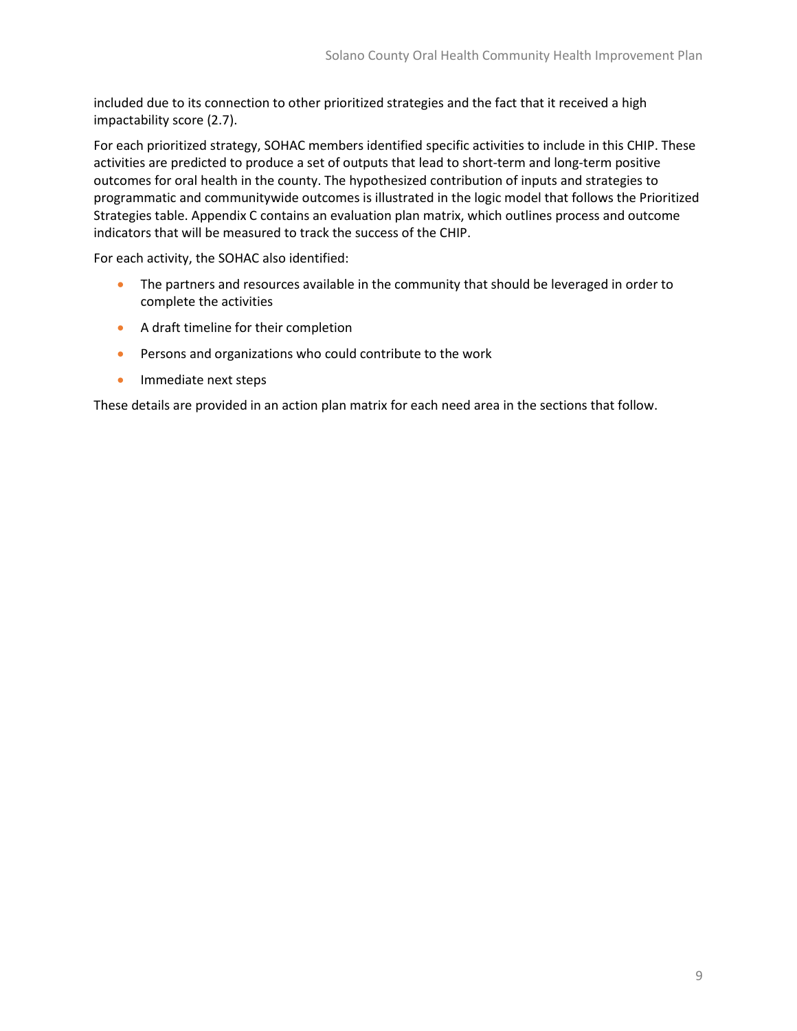included due to its connection to other prioritized strategies and the fact that it received a high impactability score (2.7).

For each prioritized strategy, SOHAC members identified specific activities to include in this CHIP. These activities are predicted to produce a set of outputs that lead to short-term and long-term positive outcomes for oral health in the county. The hypothesized contribution of inputs and strategies to programmatic and communitywide outcomes is illustrated in the logic model that follows the Prioritized Strategies table. Appendix C contains an evaluation plan matrix, which outlines process and outcome indicators that will be measured to track the success of the CHIP.

For each activity, the SOHAC also identified:

- The partners and resources available in the community that should be leveraged in order to complete the activities
- A draft timeline for their completion
- Persons and organizations who could contribute to the work
- Immediate next steps

These details are provided in an action plan matrix for each need area in the sections that follow.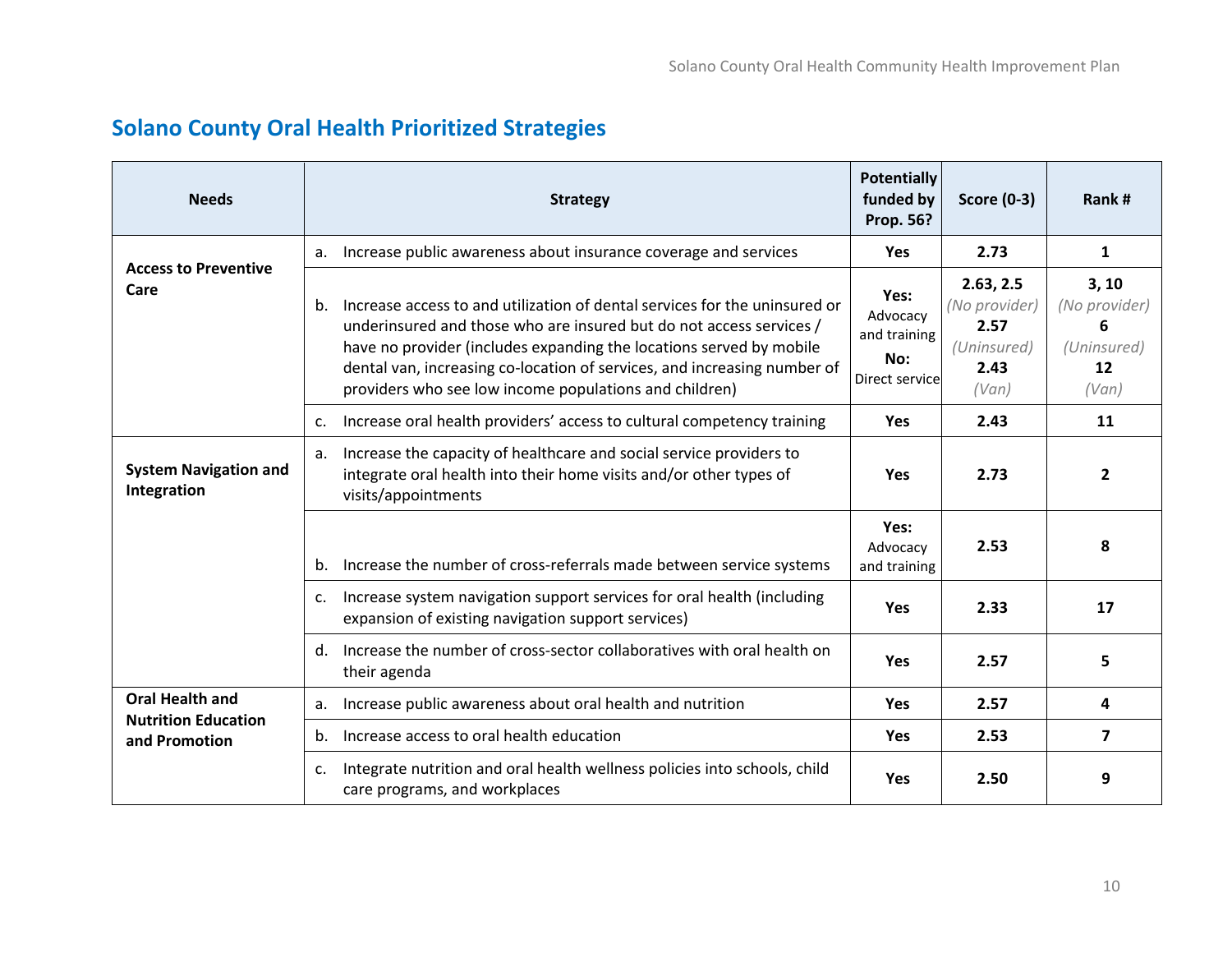## Solano County Oral Health Prioritized Strategies

| Needs | Strategy | Potentially funded by Prop. 56? | Score (0-3) | Rank # |
|---|---|---|---|---|
| **Access to Preventive Care** | a. Increase public awareness about insurance coverage and services | **Yes** | **2.73** | **1** |
| | b. Increase access to and utilization of dental services for the uninsured or underinsured and those who are insured but do not access services / have no provider (includes expanding the locations served by mobile dental van, increasing co-location of services, and increasing number of providers who see low income populations and children) | **Yes:** Advocacy and training **No:** Direct service | **2.63, 2.5** *(No provider)* **2.57** *(Uninsured)* **2.43** *(Van)* | **3, 10** *(No provider)* **6** *(Uninsured)* **12** *(Van)* |
| | c. Increase oral health providers' access to cultural competency training | **Yes** | **2.43** | **11** |
| **System Navigation and Integration** | a. Increase the capacity of healthcare and social service providers to integrate oral health into their home visits and/or other types of visits/appointments | **Yes** | **2.73** | **2** |
| | b. Increase the number of cross-referrals made between service systems | **Yes:** Advocacy and training | **2.53** | **8** |
| | c. Increase system navigation support services for oral health (including expansion of existing navigation support services) | **Yes** | **2.33** | **17** |
| | d. Increase the number of cross-sector collaboratives with oral health on their agenda | **Yes** | **2.57** | **5** |
| **Oral Health and Nutrition Education and Promotion** | a. Increase public awareness about oral health and nutrition | **Yes** | **2.57** | **4** |
| | b. Increase access to oral health education | **Yes** | **2.53** | **7** |
| | c. Integrate nutrition and oral health wellness policies into schools, child care programs, and workplaces | **Yes** | **2.50** | **9** |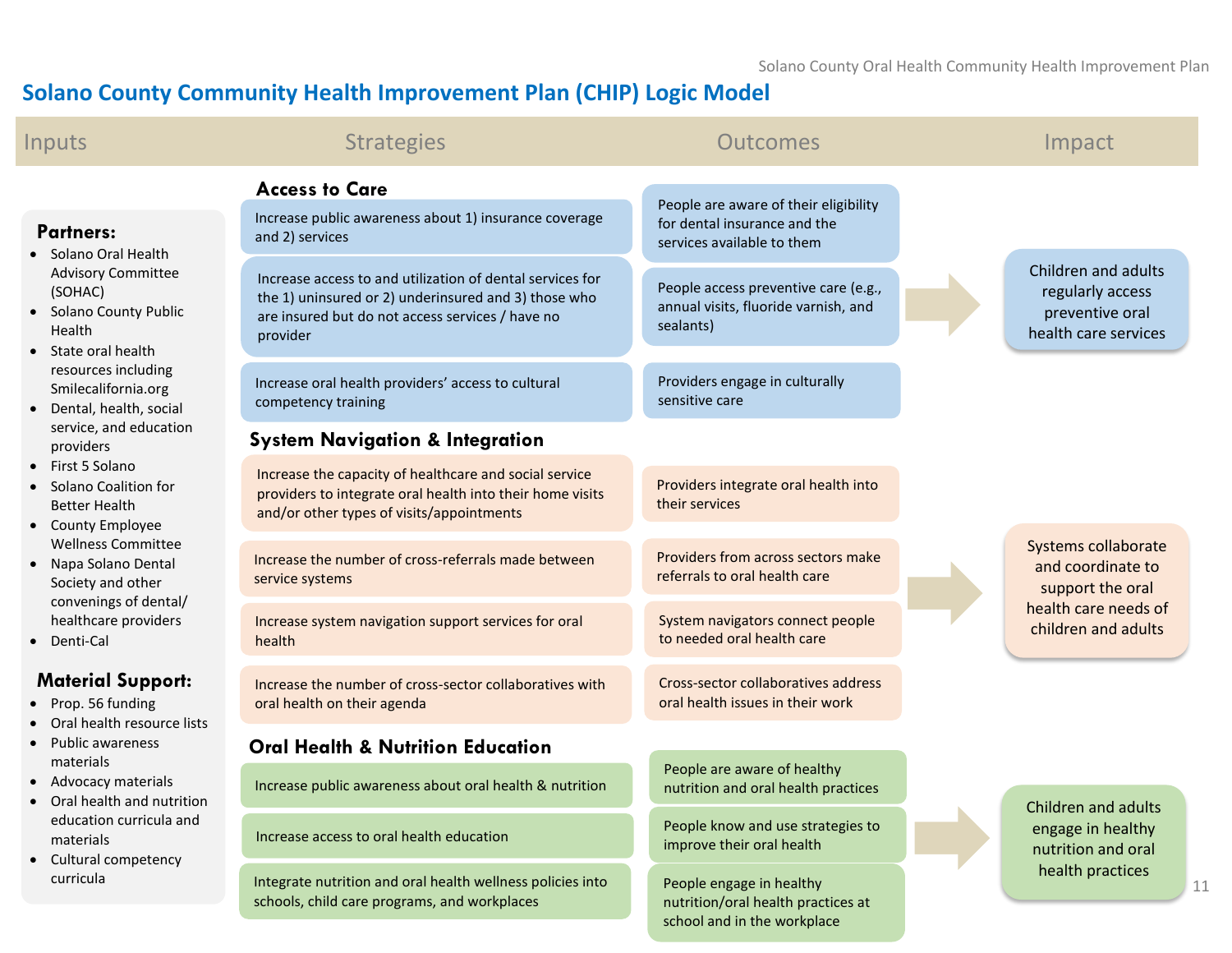# Solano County Community Health Improvement Plan (CHIP) Logic Model

## Inputs

**Partners:**

- Solano Oral Health Advisory Committee (SOHAC)
- Solano County Public Health
- State oral health resources including Smilecalifornia.org
- Dental, health, social service, and education providers
- First 5 Solano
- Solano Coalition for Better Health
- County Employee Wellness Committee
- Napa Solano Dental Society and other convenings of dental/ healthcare providers
- Denti-Cal

**Material Support:**

- Prop. 56 funding
- Oral health resource lists
- Public awareness materials
- Advocacy materials
- Oral health and nutrition education curricula and materials
- Cultural competency curricula

## Access to Care

| Strategies | Outcomes | Impact |
|---|---|---|
| Increase public awareness about 1) insurance coverage and 2) services | People are aware of their eligibility for dental insurance and the services available to them | Children and adults regularly access preventive oral health care services |
| Increase access to and utilization of dental services for the 1) uninsured or 2) underinsured and 3) those who are insured but do not access services / have no provider | People access preventive care (e.g., annual visits, fluoride varnish, and sealants) | |
| Increase oral health providers' access to cultural competency training | Providers engage in culturally sensitive care | |

## System Navigation & Integration

| Strategies | Outcomes | Impact |
|---|---|---|
| Increase the capacity of healthcare and social service providers to integrate oral health into their home visits and/or other types of visits/appointments | Providers integrate oral health into their services | Systems collaborate and coordinate to support the oral health care needs of children and adults |
| Increase the number of cross-referrals made between service systems | Providers from across sectors make referrals to oral health care | |
| Increase system navigation support services for oral health | System navigators connect people to needed oral health care | |
| Increase the number of cross-sector collaboratives with oral health on their agenda | Cross-sector collaboratives address oral health issues in their work | |

## Oral Health & Nutrition Education

| Strategies | Outcomes | Impact |
|---|---|---|
| Increase public awareness about oral health & nutrition | People are aware of healthy nutrition and oral health practices | Children and adults engage in healthy nutrition and oral health practices |
| Increase access to oral health education | People know and use strategies to improve their oral health | |
| Integrate nutrition and oral health wellness policies into schools, child care programs, and workplaces | People engage in healthy nutrition/oral health practices at school and in the workplace | |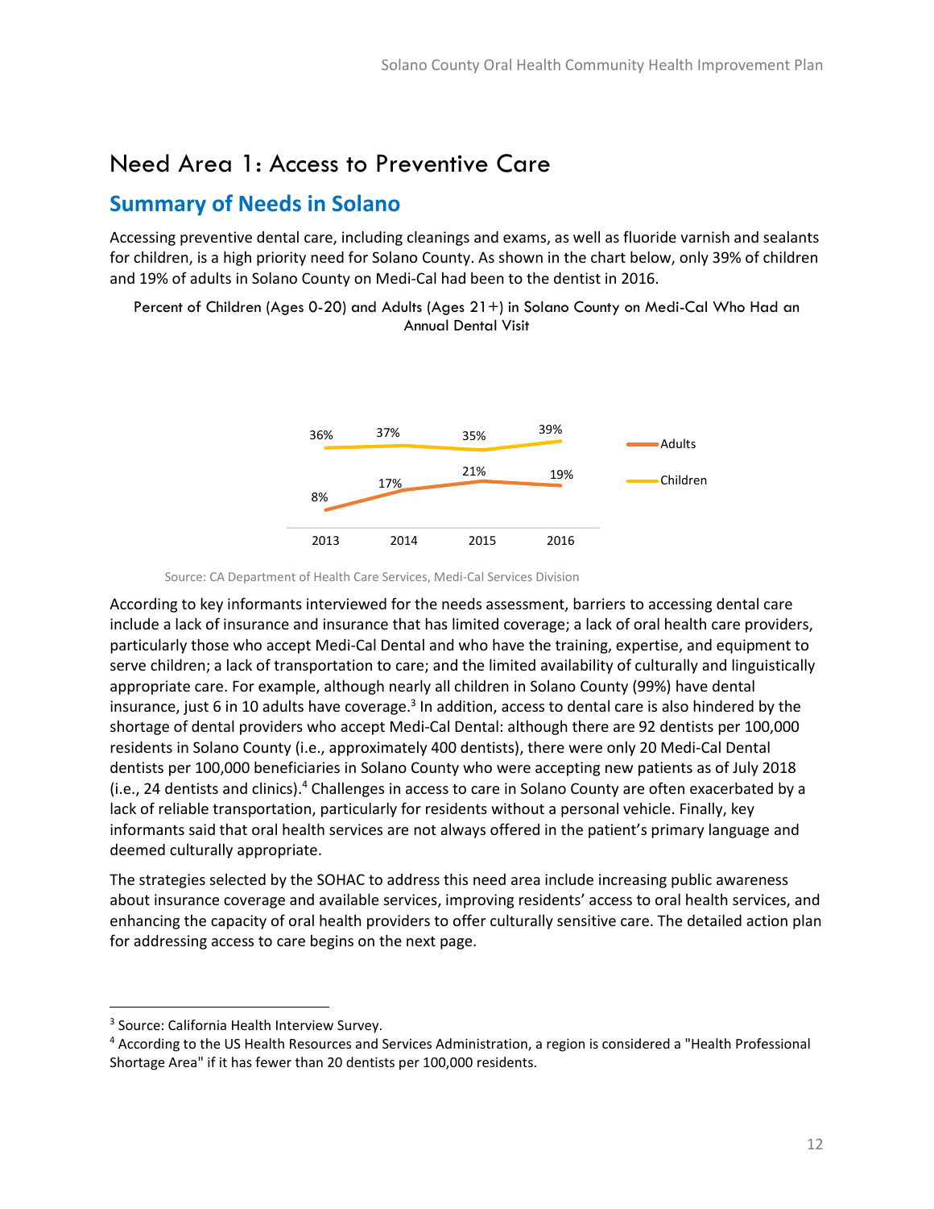# Need Area 1: Access to Preventive Care

## Summary of Needs in Solano

Accessing preventive dental care, including cleanings and exams, as well as fluoride varnish and sealants for children, is a high priority need for Solano County. As shown in the chart below, only 39% of children and 19% of adults in Solano County on Medi-Cal had been to the dentist in 2016.

Percent of Children (Ages 0-20) and Adults (Ages 21+) in Solano County on Medi-Cal Who Had an Annual Dental Visit

| | 2013 | 2014 | 2015 | 2016 |
|---|---|---|---|---|
| Adults | 8% | 17% | 21% | 19% |
| Children | 36% | 37% | 35% | 39% |

Source: CA Department of Health Care Services, Medi-Cal Services Division

According to key informants interviewed for the needs assessment, barriers to accessing dental care include a lack of insurance and insurance that has limited coverage; a lack of oral health care providers, particularly those who accept Medi-Cal Dental and who have the training, expertise, and equipment to serve children; a lack of transportation to care; and the limited availability of culturally and linguistically appropriate care. For example, although nearly all children in Solano County (99%) have dental insurance, just 6 in 10 adults have coverage.[3] In addition, access to dental care is also hindered by the shortage of dental providers who accept Medi-Cal Dental: although there are 92 dentists per 100,000 residents in Solano County (i.e., approximately 400 dentists), there were only 20 Medi-Cal Dental dentists per 100,000 beneficiaries in Solano County who were accepting new patients as of July 2018 (i.e., 24 dentists and clinics).[4] Challenges in access to care in Solano County are often exacerbated by a lack of reliable transportation, particularly for residents without a personal vehicle. Finally, key informants said that oral health services are not always offered in the patient's primary language and deemed culturally appropriate.

The strategies selected by the SOHAC to address this need area include increasing public awareness about insurance coverage and available services, improving residents' access to oral health services, and enhancing the capacity of oral health providers to offer culturally sensitive care. The detailed action plan for addressing access to care begins on the next page.

---

[3] Source: California Health Interview Survey.

[4] According to the US Health Resources and Services Administration, a region is considered a "Health Professional Shortage Area" if it has fewer than 20 dentists per 100,000 residents.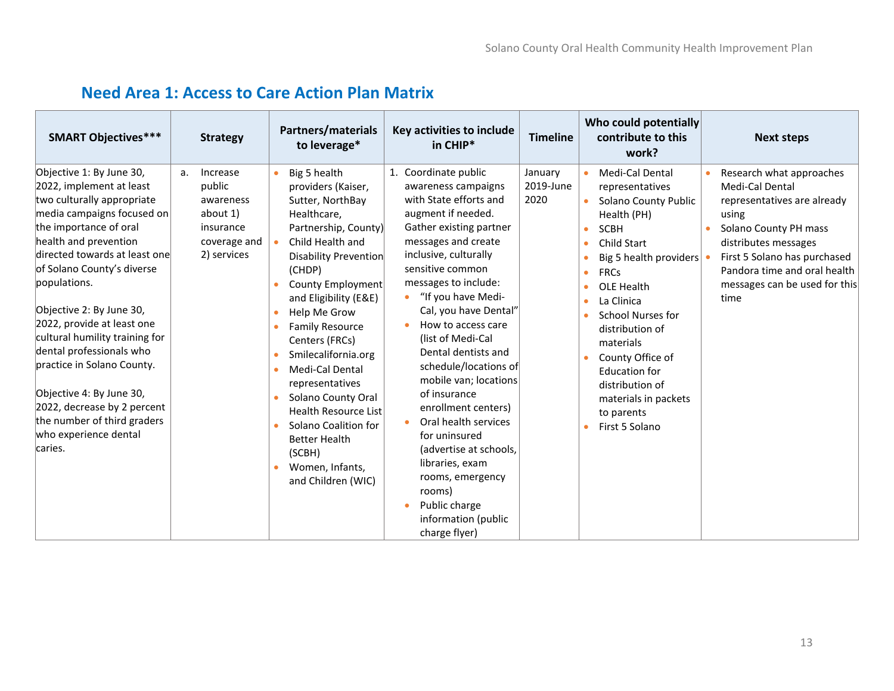## Need Area 1: Access to Care Action Plan Matrix

| SMART Objectives*** | Strategy | Partners/materials to leverage* | Key activities to include in CHIP* | Timeline | Who could potentially contribute to this work? | Next steps |
|---|---|---|---|---|---|---|
| Objective 1: By June 30, 2022, implement at least two culturally appropriate media campaigns focused on the importance of oral health and prevention directed towards at least one of Solano County's diverse populations.<br><br>Objective 2: By June 30, 2022, provide at least one cultural humility training for dental professionals who practice in Solano County.<br><br>Objective 4: By June 30, 2022, decrease by 2 percent the number of third graders who experience dental caries. | a. Increase public awareness about 1) insurance coverage and 2) services | • Big 5 health providers (Kaiser, Sutter, NorthBay Healthcare, Partnership, County)<br>• Child Health and Disability Prevention (CHDP)<br>• County Employment and Eligibility (E&E)<br>• Help Me Grow<br>• Family Resource Centers (FRCs)<br>• Smilecalifornia.org<br>• Medi-Cal Dental representatives<br>• Solano County Oral Health Resource List<br>• Solano Coalition for Better Health (SCBH)<br>• Women, Infants, and Children (WIC) | 1. Coordinate public awareness campaigns with State efforts and augment if needed. Gather existing partner messages and create inclusive, culturally sensitive common messages to include:<br>• "If you have Medi-Cal, you have Dental"<br>• How to access care (list of Medi-Cal Dental dentists and schedule/locations of mobile van; locations of insurance enrollment centers)<br>• Oral health services for uninsured (advertise at schools, libraries, exam rooms, emergency rooms)<br>• Public charge information (public charge flyer) | January 2019-June 2020 | • Medi-Cal Dental representatives<br>• Solano County Public Health (PH)<br>• SCBH<br>• Child Start<br>• Big 5 health providers<br>• FRCs<br>• OLE Health<br>• La Clinica<br>• School Nurses for distribution of materials<br>• County Office of Education for distribution of materials in packets to parents<br>• First 5 Solano | • Research what approaches Medi-Cal Dental representatives are already using<br>• Solano County PH mass distributes messages<br>• First 5 Solano has purchased Pandora time and oral health messages can be used for this time |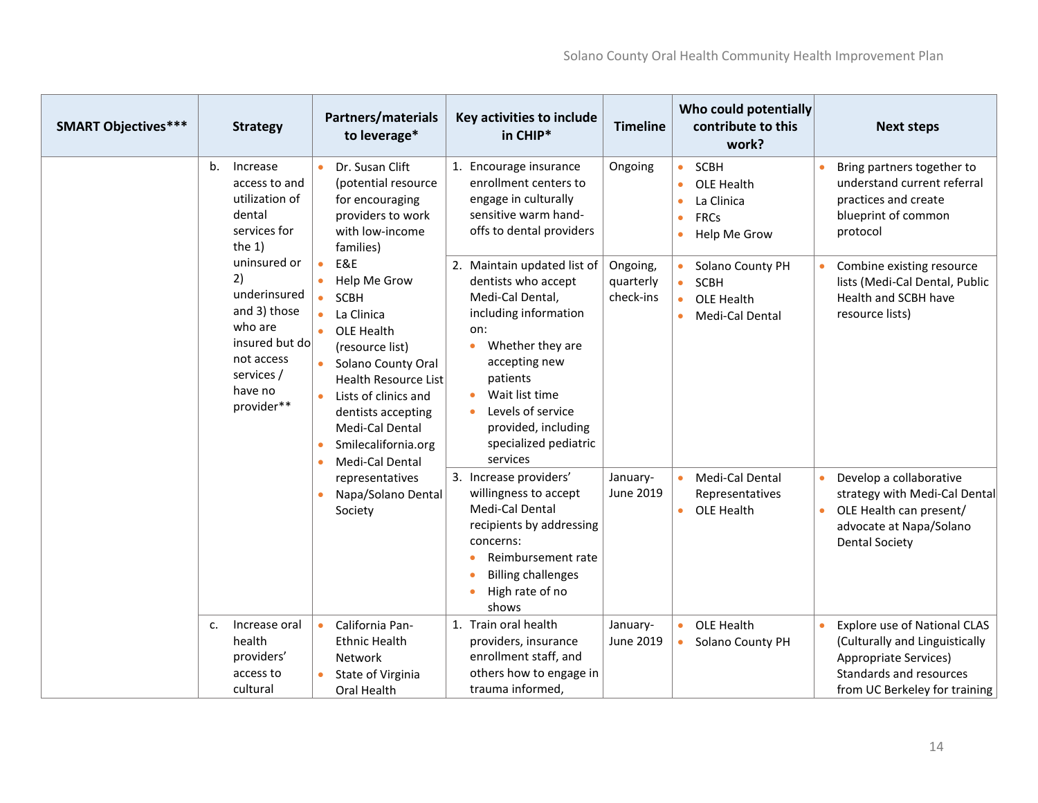| SMART Objectives*** | Strategy | Partners/materials to leverage* | Key activities to include in CHIP* | Timeline | Who could potentially contribute to this work? | Next steps |
|---|---|---|---|---|---|---|
| | b. Increase access to and utilization of dental services for the 1) uninsured or 2) underinsured and 3) those who are insured but do not access services / have no provider** | • Dr. Susan Clift (potential resource for encouraging providers to work with low-income families)<br>• E&E<br>• Help Me Grow<br>• SCBH<br>• La Clinica<br>• OLE Health (resource list)<br>• Solano County Oral Health Resource List<br>• Lists of clinics and dentists accepting Medi-Cal Dental<br>• Smilecalifornia.org<br>• Medi-Cal Dental representatives<br>• Napa/Solano Dental Society | 1. Encourage insurance enrollment centers to engage in culturally sensitive warm hand-offs to dental providers | Ongoing | • SCBH<br>• OLE Health<br>• La Clinica<br>• FRCs<br>• Help Me Grow | • Bring partners together to understand current referral practices and create blueprint of common protocol |
| | | | 2. Maintain updated list of dentists who accept Medi-Cal Dental, including information on:<br>• Whether they are accepting new patients<br>• Wait list time<br>• Levels of service provided, including specialized pediatric services | Ongoing, quarterly check-ins | • Solano County PH<br>• SCBH<br>• OLE Health<br>• Medi-Cal Dental | • Combine existing resource lists (Medi-Cal Dental, Public Health and SCBH have resource lists) |
| | | | 3. Increase providers' willingness to accept Medi-Cal Dental recipients by addressing concerns:<br>• Reimbursement rate<br>• Billing challenges<br>• High rate of no shows | January-June 2019 | • Medi-Cal Dental Representatives<br>• OLE Health | • Develop a collaborative strategy with Medi-Cal Dental<br>• OLE Health can present/ advocate at Napa/Solano Dental Society |
| | c. Increase oral health providers' access to cultural | • California Pan-Ethnic Health Network<br>• State of Virginia Oral Health | 1. Train oral health providers, insurance enrollment staff, and others how to engage in trauma informed, | January-June 2019 | • OLE Health<br>• Solano County PH | • Explore use of National CLAS (Culturally and Linguistically Appropriate Services) Standards and resources from UC Berkeley for training |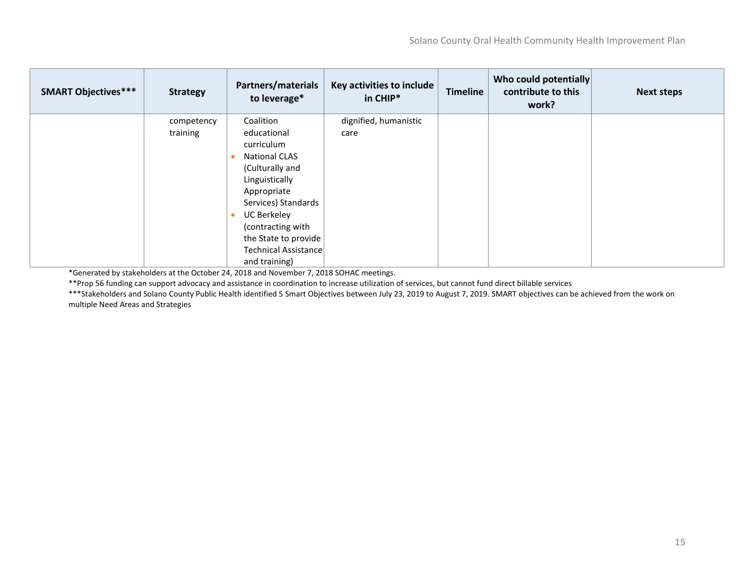| SMART Objectives*** | Strategy | Partners/materials to leverage* | Key activities to include in CHIP* | Timeline | Who could potentially contribute to this work? | Next steps |
|---|---|---|---|---|---|---|
| | competency training | Coalition educational curriculum<br>• National CLAS (Culturally and Linguistically Appropriate Services) Standards<br>• UC Berkeley (contracting with the State to provide Technical Assistance and training) | dignified, humanistic care | | | |

*Generated by stakeholders at the October 24, 2018 and November 7, 2018 SOHAC meetings.

**Prop 56 funding can support advocacy and assistance in coordination to increase utilization of services, but cannot fund direct billable services

***Stakeholders and Solano County Public Health identified 5 Smart Objectives between July 23, 2019 to August 7, 2019. SMART objectives can be achieved from the work on multiple Need Areas and Strategies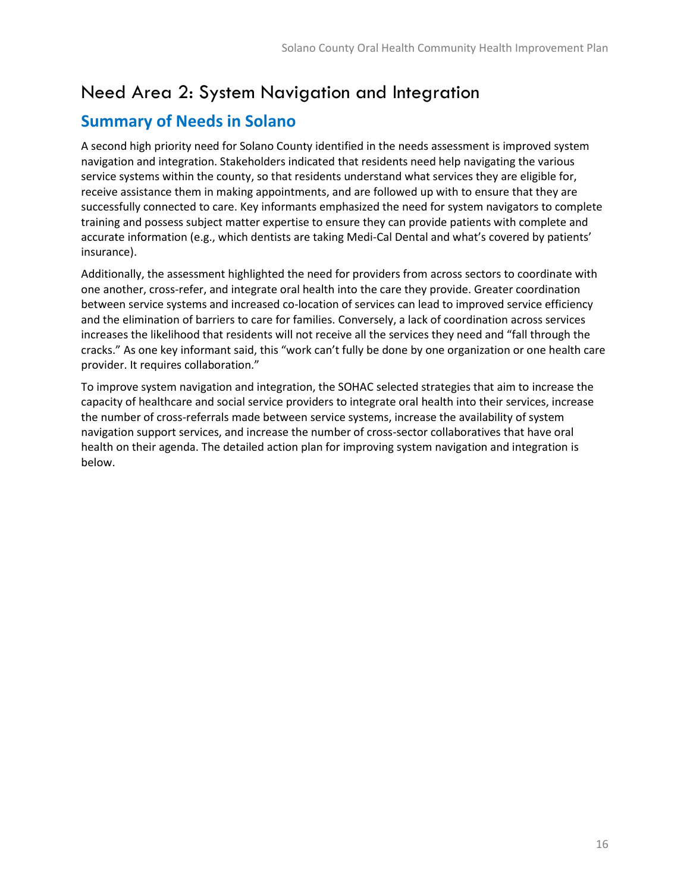# Need Area 2: System Navigation and Integration

## Summary of Needs in Solano

A second high priority need for Solano County identified in the needs assessment is improved system navigation and integration. Stakeholders indicated that residents need help navigating the various service systems within the county, so that residents understand what services they are eligible for, receive assistance them in making appointments, and are followed up with to ensure that they are successfully connected to care. Key informants emphasized the need for system navigators to complete training and possess subject matter expertise to ensure they can provide patients with complete and accurate information (e.g., which dentists are taking Medi-Cal Dental and what's covered by patients' insurance).

Additionally, the assessment highlighted the need for providers from across sectors to coordinate with one another, cross-refer, and integrate oral health into the care they provide. Greater coordination between service systems and increased co-location of services can lead to improved service efficiency and the elimination of barriers to care for families. Conversely, a lack of coordination across services increases the likelihood that residents will not receive all the services they need and "fall through the cracks." As one key informant said, this "work can't fully be done by one organization or one health care provider. It requires collaboration."

To improve system navigation and integration, the SOHAC selected strategies that aim to increase the capacity of healthcare and social service providers to integrate oral health into their services, increase the number of cross-referrals made between service systems, increase the availability of system navigation support services, and increase the number of cross-sector collaboratives that have oral health on their agenda. The detailed action plan for improving system navigation and integration is below.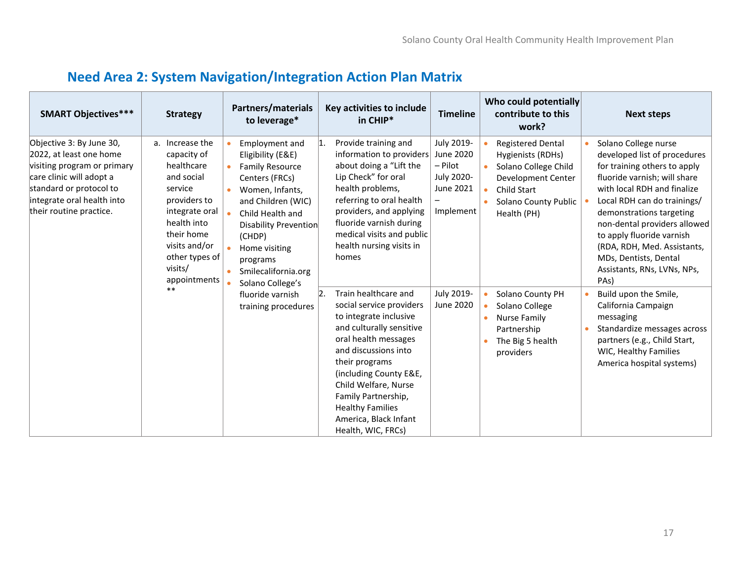## Need Area 2: System Navigation/Integration Action Plan Matrix

| SMART Objectives*** | Strategy | Partners/materials to leverage* | Key activities to include in CHIP* | Timeline | Who could potentially contribute to this work? | Next steps |
|---|---|---|---|---|---|---|
| Objective 3: By June 30, 2022, at least one home visiting program or primary care clinic will adopt a standard or protocol to integrate oral health into their routine practice. | a. Increase the capacity of healthcare and social service providers to integrate oral health into their home visits and/or other types of visits/ appointments ** | • Employment and Eligibility (E&E)<br>• Family Resource Centers (FRCs)<br>• Women, Infants, and Children (WIC)<br>• Child Health and Disability Prevention (CHDP)<br>• Home visiting programs<br>• Smilecalifornia.org<br>• Solano College's fluoride varnish training procedures | 1. Provide training and information to providers about doing a "Lift the Lip Check" for oral health problems, referring to oral health providers, and applying fluoride varnish during medical visits and public health nursing visits in homes | July 2019-June 2020 – Pilot<br>July 2020-June 2021 – Implement | • Registered Dental Hygienists (RDHs)<br>• Solano College Child Development Center<br>• Child Start<br>• Solano County Public Health (PH) | • Solano College nurse developed list of procedures for training others to apply fluoride varnish; will share with local RDH and finalize<br>• Local RDH can do trainings/ demonstrations targeting non-dental providers allowed to apply fluoride varnish (RDA, RDH, Med. Assistants, MDs, Dentists, Dental Assistants, RNs, LVNs, NPs, PAs) |
| | | | 2. Train healthcare and social service providers to integrate inclusive and culturally sensitive oral health messages and discussions into their programs (including County E&E, Child Welfare, Nurse Family Partnership, Healthy Families America, Black Infant Health, WIC, FRCs) | July 2019-June 2020 | • Solano County PH<br>• Solano College<br>• Nurse Family Partnership<br>• The Big 5 health providers | • Build upon the Smile, California Campaign messaging<br>• Standardize messages across partners (e.g., Child Start, WIC, Healthy Families America hospital systems) |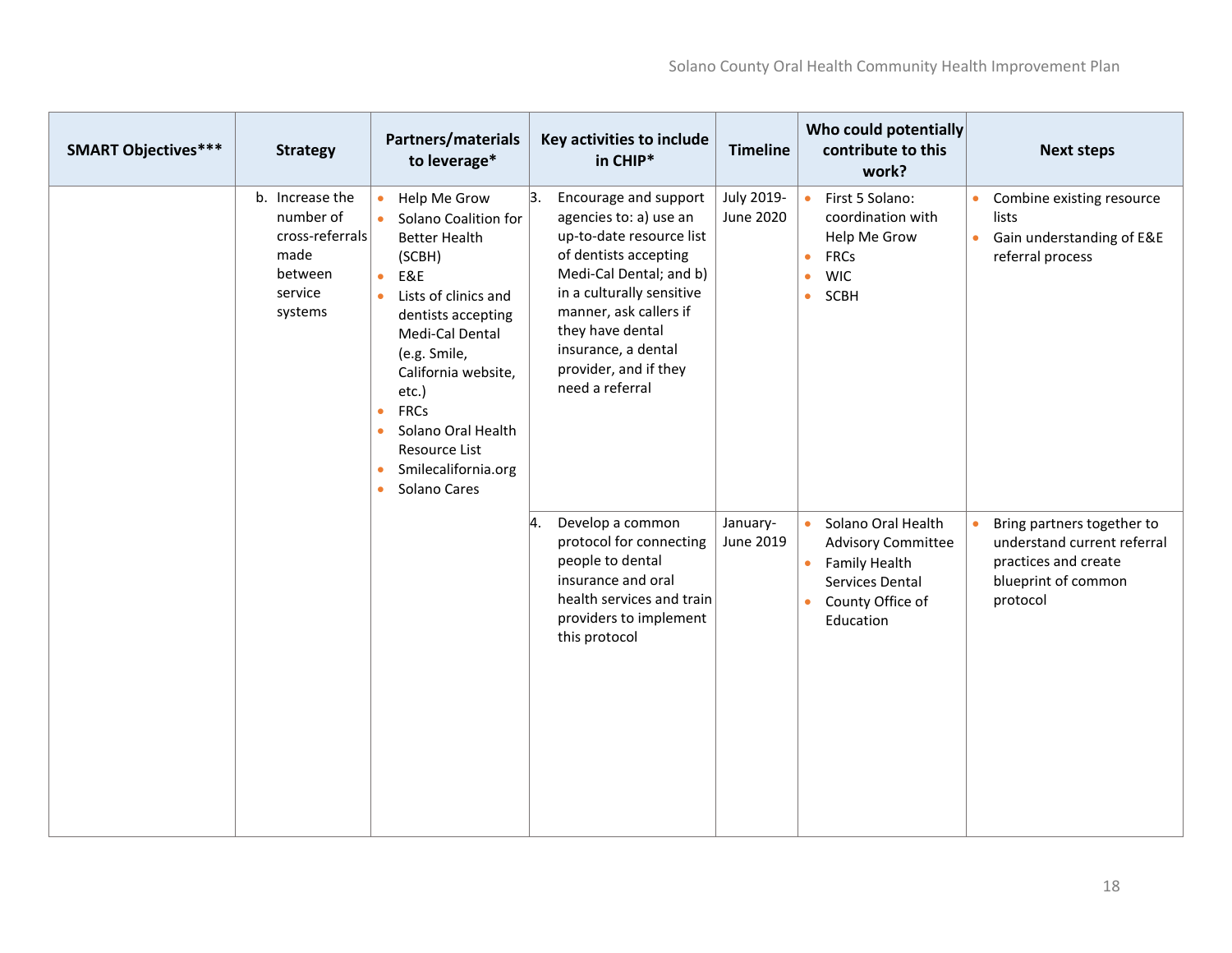| SMART Objectives*** | Strategy | Partners/materials to leverage* | Key activities to include in CHIP* | Timeline | Who could potentially contribute to this work? | Next steps |
|---|---|---|---|---|---|---|
| | b. Increase the number of cross-referrals made between service systems | • Help Me Grow<br>• Solano Coalition for Better Health (SCBH)<br>• E&E<br>• Lists of clinics and dentists accepting Medi-Cal Dental (e.g. Smile, California website, etc.)<br>• FRCs<br>• Solano Oral Health Resource List<br>• Smilecalifornia.org<br>• Solano Cares | 3. Encourage and support agencies to: a) use an up-to-date resource list of dentists accepting Medi-Cal Dental; and b) in a culturally sensitive manner, ask callers if they have dental insurance, a dental provider, and if they need a referral | July 2019-June 2020 | • First 5 Solano: coordination with Help Me Grow<br>• FRCs<br>• WIC<br>• SCBH | • Combine existing resource lists<br>• Gain understanding of E&E referral process |
| | | | 4. Develop a common protocol for connecting people to dental insurance and oral health services and train providers to implement this protocol | January-June 2019 | • Solano Oral Health Advisory Committee<br>• Family Health Services Dental<br>• County Office of Education | • Bring partners together to understand current referral practices and create blueprint of common protocol |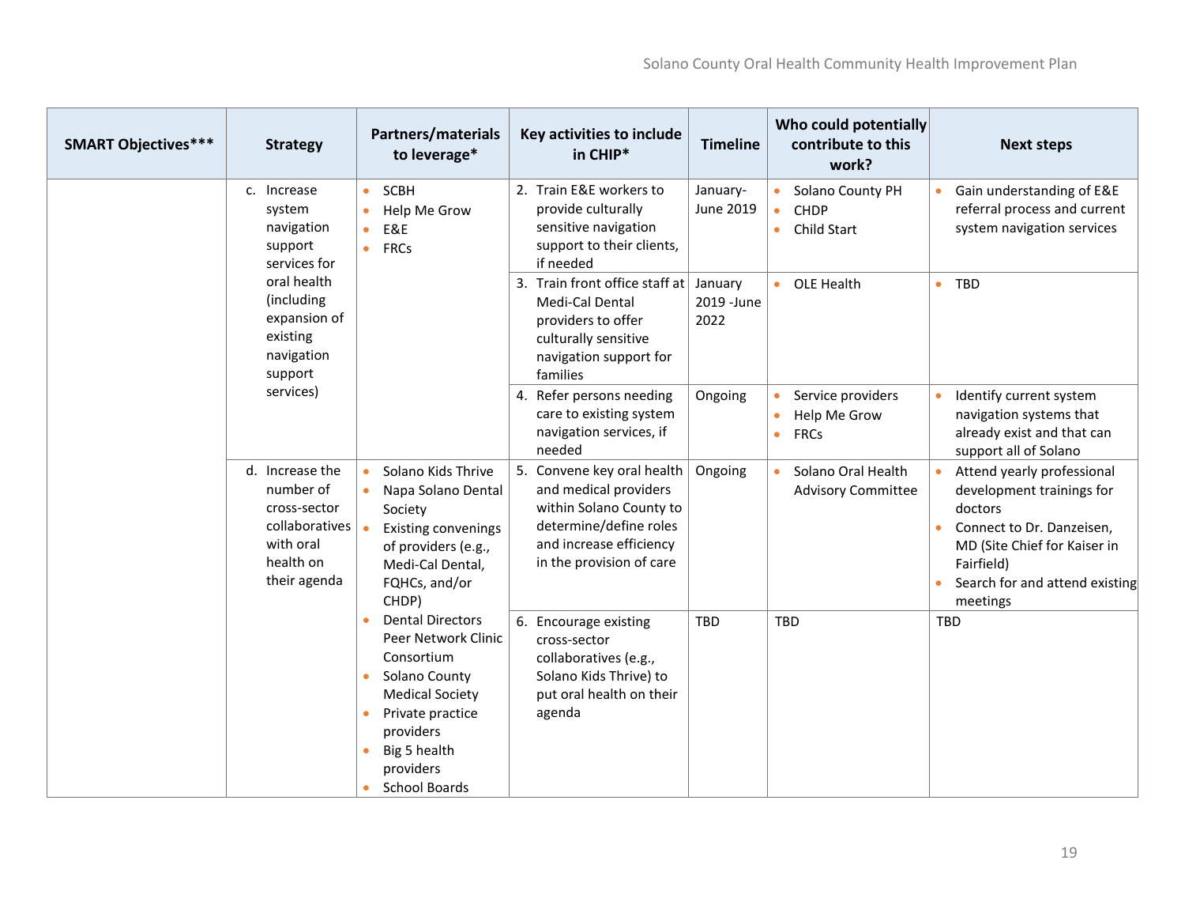| SMART Objectives*** | Strategy | Partners/materials to leverage* | Key activities to include in CHIP* | Timeline | Who could potentially contribute to this work? | Next steps |
|---|---|---|---|---|---|---|
| | c. Increase system navigation support services for oral health (including expansion of existing navigation support services) | • SCBH<br>• Help Me Grow<br>• E&E<br>• FRCs | 2. Train E&E workers to provide culturally sensitive navigation support to their clients, if needed | January-June 2019 | • Solano County PH<br>• CHDP<br>• Child Start | • Gain understanding of E&E referral process and current system navigation services |
| | | | 3. Train front office staff at Medi-Cal Dental providers to offer culturally sensitive navigation support for families | January 2019 -June 2022 | • OLE Health | • TBD |
| | | | 4. Refer persons needing care to existing system navigation services, if needed | Ongoing | • Service providers<br>• Help Me Grow<br>• FRCs | • Identify current system navigation systems that already exist and that can support all of Solano |
| | d. Increase the number of cross-sector collaboratives with oral health on their agenda | • Solano Kids Thrive<br>• Napa Solano Dental Society<br>• Existing convenings of providers (e.g., Medi-Cal Dental, FQHCs, and/or CHDP)<br>• Dental Directors Peer Network Clinic Consortium<br>• Solano County Medical Society<br>• Private practice providers<br>• Big 5 health providers<br>• School Boards | 5. Convene key oral health and medical providers within Solano County to determine/define roles and increase efficiency in the provision of care | Ongoing | • Solano Oral Health Advisory Committee | • Attend yearly professional development trainings for doctors<br>• Connect to Dr. Danzeisen, MD (Site Chief for Kaiser in Fairfield)<br>• Search for and attend existing meetings |
| | | | 6. Encourage existing cross-sector collaboratives (e.g., Solano Kids Thrive) to put oral health on their agenda | TBD | TBD | TBD |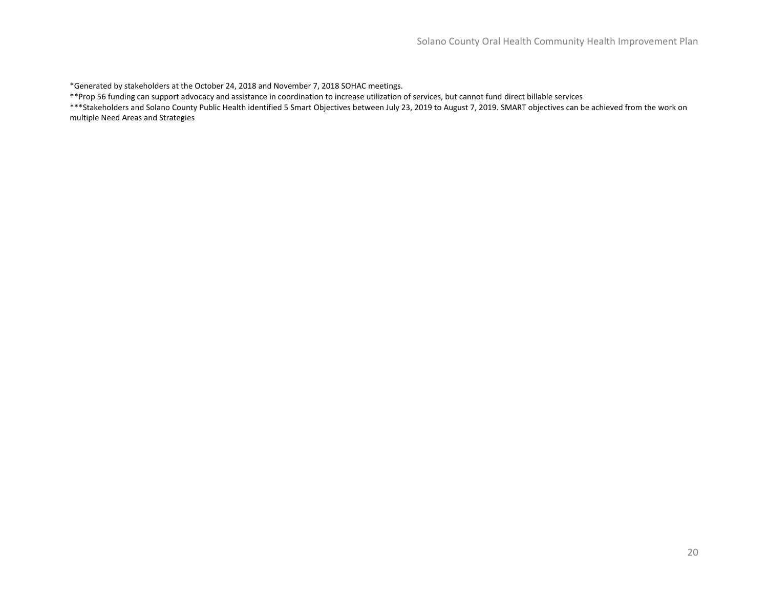*Generated by stakeholders at the October 24, 2018 and November 7, 2018 SOHAC meetings.

**Prop 56 funding can support advocacy and assistance in coordination to increase utilization of services, but cannot fund direct billable services

***Stakeholders and Solano County Public Health identified 5 Smart Objectives between July 23, 2019 to August 7, 2019. SMART objectives can be achieved from the work on multiple Need Areas and Strategies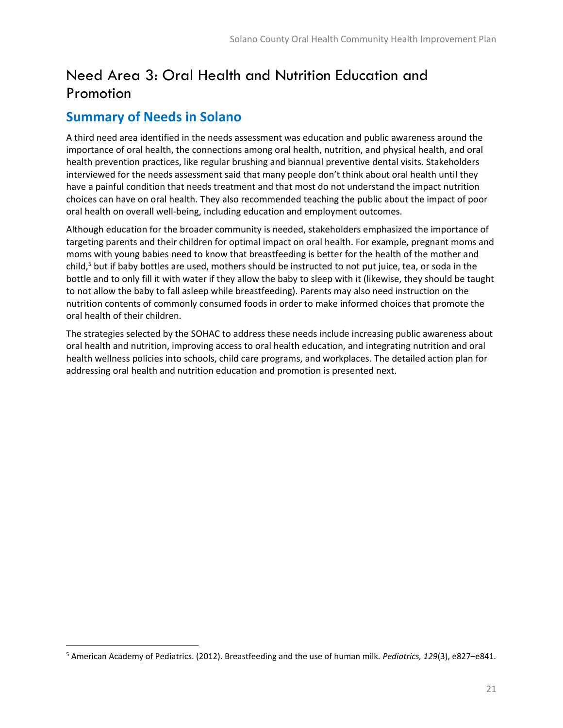# Need Area 3: Oral Health and Nutrition Education and Promotion

## Summary of Needs in Solano

A third need area identified in the needs assessment was education and public awareness around the importance of oral health, the connections among oral health, nutrition, and physical health, and oral health prevention practices, like regular brushing and biannual preventive dental visits. Stakeholders interviewed for the needs assessment said that many people don't think about oral health until they have a painful condition that needs treatment and that most do not understand the impact nutrition choices can have on oral health. They also recommended teaching the public about the impact of poor oral health on overall well-being, including education and employment outcomes.

Although education for the broader community is needed, stakeholders emphasized the importance of targeting parents and their children for optimal impact on oral health. For example, pregnant moms and moms with young babies need to know that breastfeeding is better for the health of the mother and child,[5] but if baby bottles are used, mothers should be instructed to not put juice, tea, or soda in the bottle and to only fill it with water if they allow the baby to sleep with it (likewise, they should be taught to not allow the baby to fall asleep while breastfeeding). Parents may also need instruction on the nutrition contents of commonly consumed foods in order to make informed choices that promote the oral health of their children.

The strategies selected by the SOHAC to address these needs include increasing public awareness about oral health and nutrition, improving access to oral health education, and integrating nutrition and oral health wellness policies into schools, child care programs, and workplaces. The detailed action plan for addressing oral health and nutrition education and promotion is presented next.

---

[5] American Academy of Pediatrics. (2012). Breastfeeding and the use of human milk. *Pediatrics, 129*(3), e827–e841.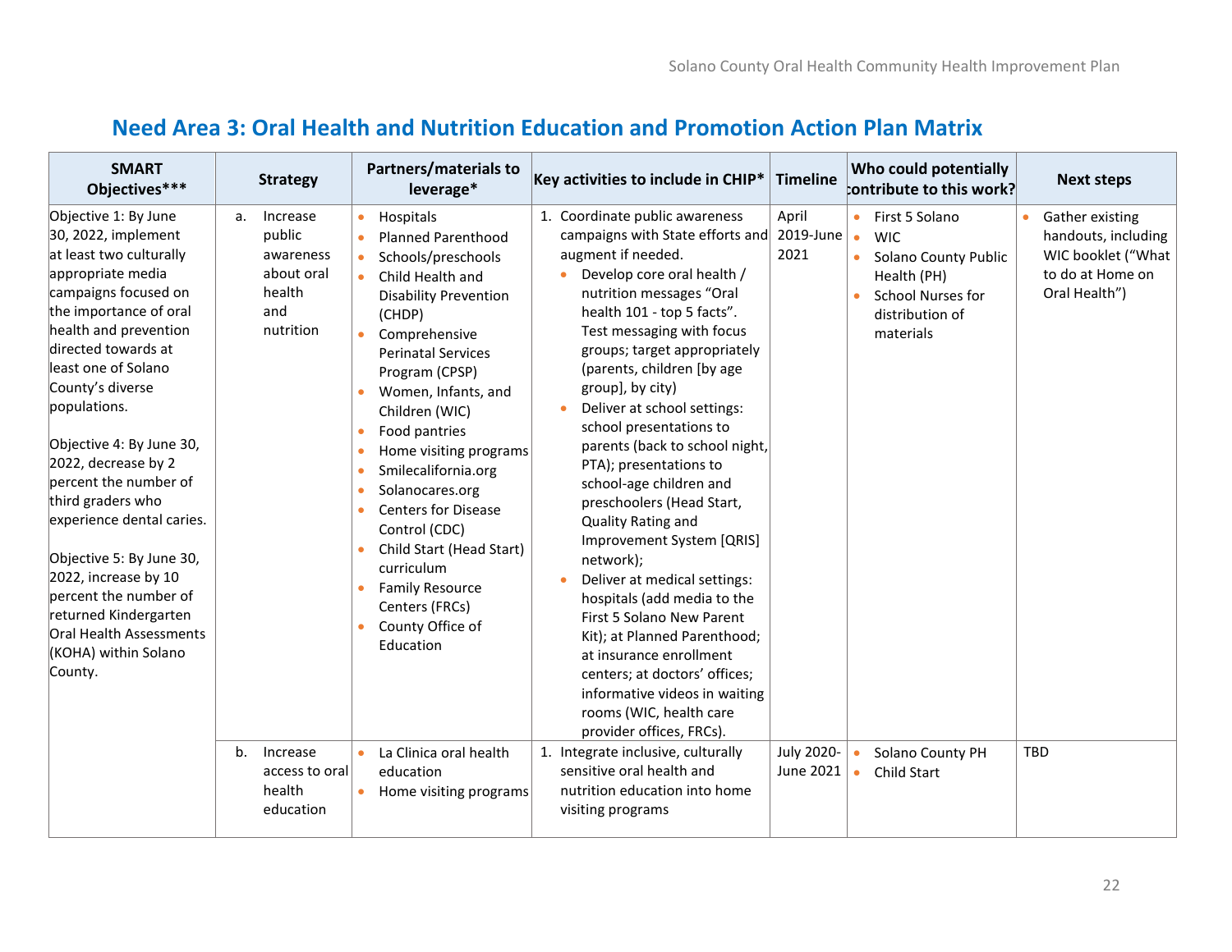## Need Area 3: Oral Health and Nutrition Education and Promotion Action Plan Matrix

| SMART Objectives*** | Strategy | Partners/materials to leverage* | Key activities to include in CHIP* | Timeline | Who could potentially contribute to this work? | Next steps |
|---|---|---|---|---|---|---|
| Objective 1: By June 30, 2022, implement at least two culturally appropriate media campaigns focused on the importance of oral health and prevention directed towards at least one of Solano County's diverse populations.<br><br>Objective 4: By June 30, 2022, decrease by 2 percent the number of third graders who experience dental caries.<br><br>Objective 5: By June 30, 2022, increase by 10 percent the number of returned Kindergarten Oral Health Assessments (KOHA) within Solano County. | a. Increase public awareness about oral health and nutrition | • Hospitals<br>• Planned Parenthood<br>• Schools/preschools<br>• Child Health and Disability Prevention (CHDP)<br>• Comprehensive Perinatal Services Program (CPSP)<br>• Women, Infants, and Children (WIC)<br>• Food pantries<br>• Home visiting programs<br>• Smilecalifornia.org<br>• Solanocares.org<br>• Centers for Disease Control (CDC)<br>• Child Start (Head Start) curriculum<br>• Family Resource Centers (FRCs)<br>• County Office of Education | 1. Coordinate public awareness campaigns with State efforts and augment if needed.<br>• Develop core oral health / nutrition messages "Oral health 101 - top 5 facts". Test messaging with focus groups; target appropriately (parents, children [by age group], by city)<br>• Deliver at school settings: school presentations to parents (back to school night, PTA); presentations to school-age children and preschoolers (Head Start, Quality Rating and Improvement System [QRIS] network);<br>• Deliver at medical settings: hospitals (add media to the First 5 Solano New Parent Kit); at Planned Parenthood; at insurance enrollment centers; at doctors' offices; informative videos in waiting rooms (WIC, health care provider offices, FRCs). | April 2019-June 2021 | • First 5 Solano<br>• WIC<br>• Solano County Public Health (PH)<br>• School Nurses for distribution of materials | • Gather existing handouts, including WIC booklet ("What to do at Home on Oral Health") |
| | b. Increase access to oral health education | • La Clinica oral health education<br>• Home visiting programs | 1. Integrate inclusive, culturally sensitive oral health and nutrition education into home visiting programs | July 2020-June 2021 | • Solano County PH<br>• Child Start | TBD |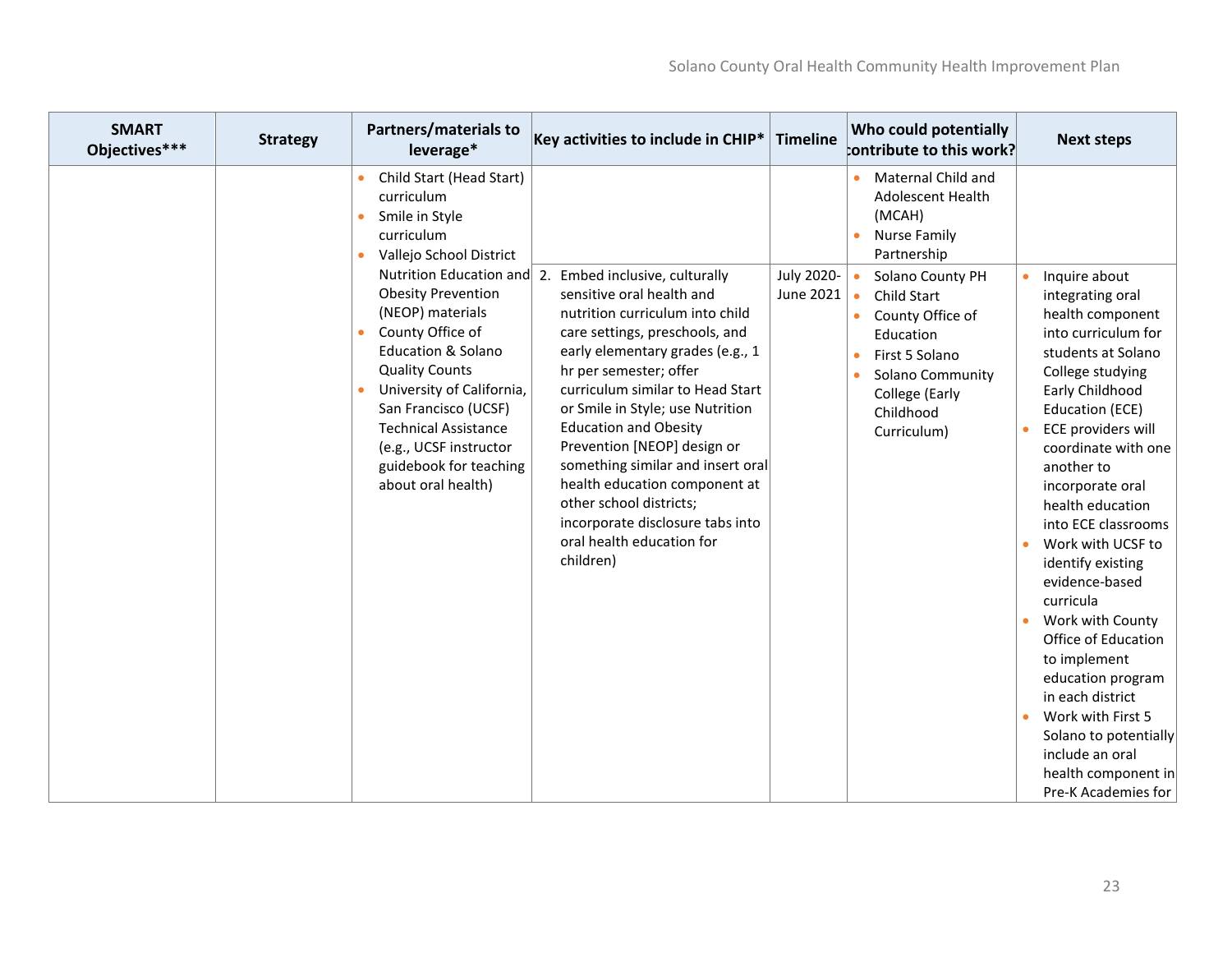| SMART Objectives*** | Strategy | Partners/materials to leverage* | Key activities to include in CHIP* | Timeline | Who could potentially contribute to this work? | Next steps |
|---|---|---|---|---|---|---|
| | | • Child Start (Head Start) curriculum<br>• Smile in Style curriculum<br>• Vallejo School District Nutrition Education and Obesity Prevention (NEOP) materials<br>• County Office of Education & Solano Quality Counts<br>• University of California, San Francisco (UCSF) Technical Assistance (e.g., UCSF instructor guidebook for teaching about oral health) | | | • Maternal Child and Adolescent Health (MCAH)<br>• Nurse Family Partnership | |
| | | | 2. Embed inclusive, culturally sensitive oral health and nutrition curriculum into child care settings, preschools, and early elementary grades (e.g., 1 hr per semester; offer curriculum similar to Head Start or Smile in Style; use Nutrition Education and Obesity Prevention [NEOP] design or something similar and insert oral health education component at other school districts; incorporate disclosure tabs into oral health education for children) | July 2020-June 2021 | • Solano County PH<br>• Child Start<br>• County Office of Education<br>• First 5 Solano<br>• Solano Community College (Early Childhood Curriculum) | • Inquire about integrating oral health component into curriculum for students at Solano College studying Early Childhood Education (ECE)<br>• ECE providers will coordinate with one another to incorporate oral health education into ECE classrooms<br>• Work with UCSF to identify existing evidence-based curricula<br>• Work with County Office of Education to implement education program in each district<br>• Work with First 5 Solano to potentially include an oral health component in Pre-K Academies for |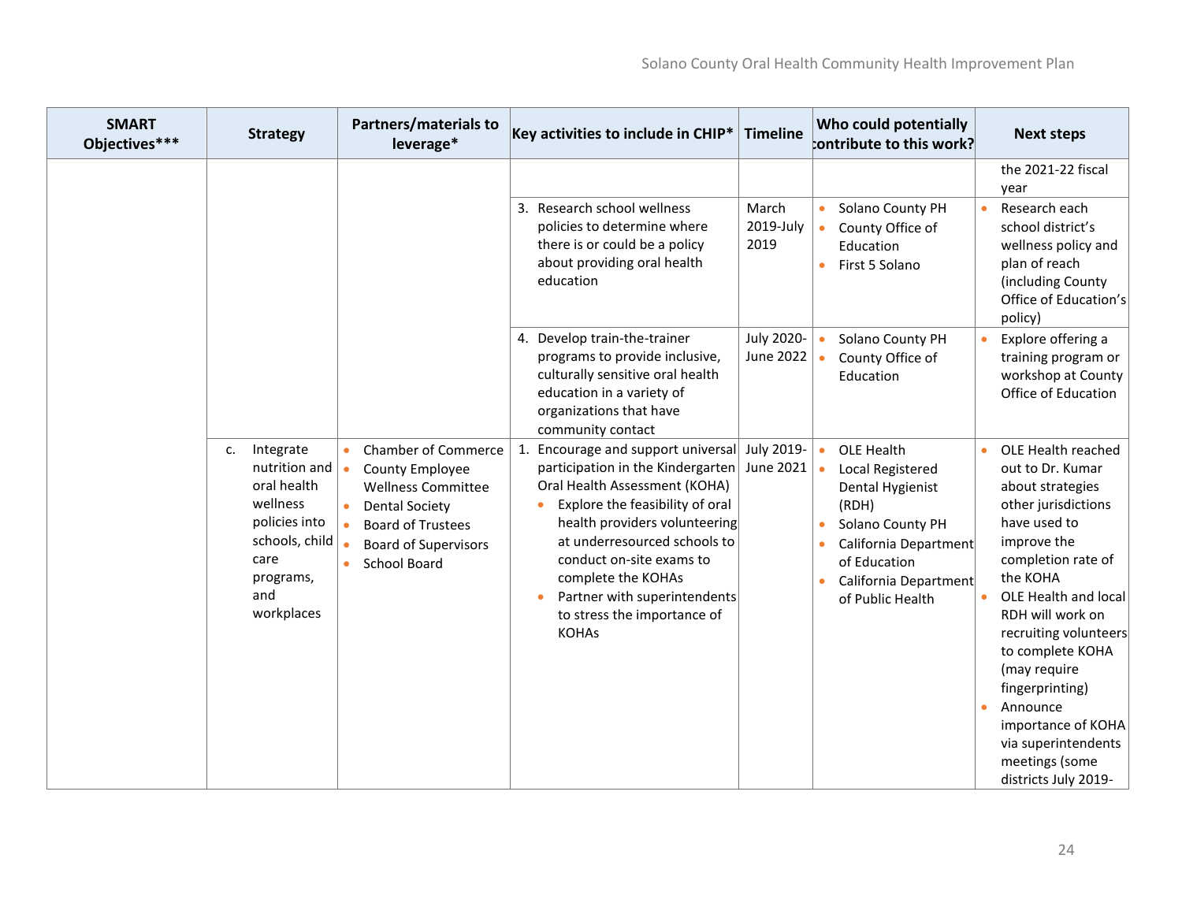| SMART Objectives*** | Strategy | Partners/materials to leverage* | Key activities to include in CHIP* | Timeline | Who could potentially contribute to this work? | Next steps |
|---|---|---|---|---|---|---|
| | | | | | | the 2021-22 fiscal year |
| | | | 3. Research school wellness policies to determine where there is or could be a policy about providing oral health education | March 2019-July 2019 | • Solano County PH<br>• County Office of Education<br>• First 5 Solano | • Research each school district's wellness policy and plan of reach (including County Office of Education's policy) |
| | | | 4. Develop train-the-trainer programs to provide inclusive, culturally sensitive oral health education in a variety of organizations that have community contact | July 2020-June 2022 | • Solano County PH<br>• County Office of Education | • Explore offering a training program or workshop at County Office of Education |
| | c. Integrate nutrition and oral health wellness policies into schools, child care programs, and workplaces | • Chamber of Commerce<br>• County Employee Wellness Committee<br>• Dental Society<br>• Board of Trustees<br>• Board of Supervisors<br>• School Board | 1. Encourage and support universal participation in the Kindergarten Oral Health Assessment (KOHA)<br>• Explore the feasibility of oral health providers volunteering at underresourced schools to conduct on-site exams to complete the KOHAs<br>• Partner with superintendents to stress the importance of KOHAs | July 2019-June 2021 | • OLE Health<br>• Local Registered Dental Hygienist (RDH)<br>• Solano County PH<br>• California Department of Education<br>• California Department of Public Health | • OLE Health reached out to Dr. Kumar about strategies other jurisdictions have used to improve the completion rate of the KOHA<br>• OLE Health and local RDH will work on recruiting volunteers to complete KOHA (may require fingerprinting)<br>• Announce importance of KOHA via superintendents meetings (some districts July 2019- |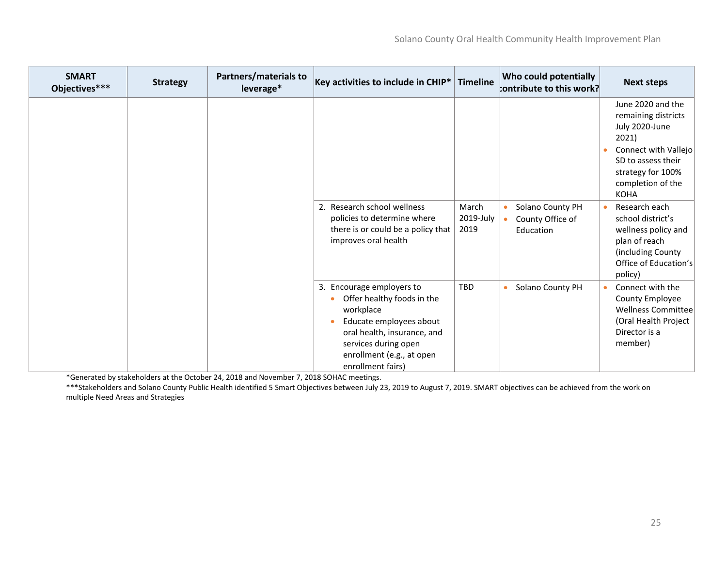| SMART Objectives*** | Strategy | Partners/materials to leverage* | Key activities to include in CHIP* | Timeline | Who could potentially contribute to this work? | Next steps |
|---|---|---|---|---|---|---|
| | | | | | | June 2020 and the remaining districts July 2020-June 2021)<br>• Connect with Vallejo SD to assess their strategy for 100% completion of the KOHA |
| | | | 2. Research school wellness policies to determine where there is or could be a policy that improves oral health | March 2019-July 2019 | • Solano County PH<br>• County Office of Education | • Research each school district's wellness policy and plan of reach (including County Office of Education's policy) |
| | | | 3. Encourage employers to<br>• Offer healthy foods in the workplace<br>• Educate employees about oral health, insurance, and services during open enrollment (e.g., at open enrollment fairs) | TBD | • Solano County PH | • Connect with the County Employee Wellness Committee (Oral Health Project Director is a member) |

*Generated by stakeholders at the October 24, 2018 and November 7, 2018 SOHAC meetings.

***Stakeholders and Solano County Public Health identified 5 Smart Objectives between July 23, 2019 to August 7, 2019. SMART objectives can be achieved from the work on multiple Need Areas and Strategies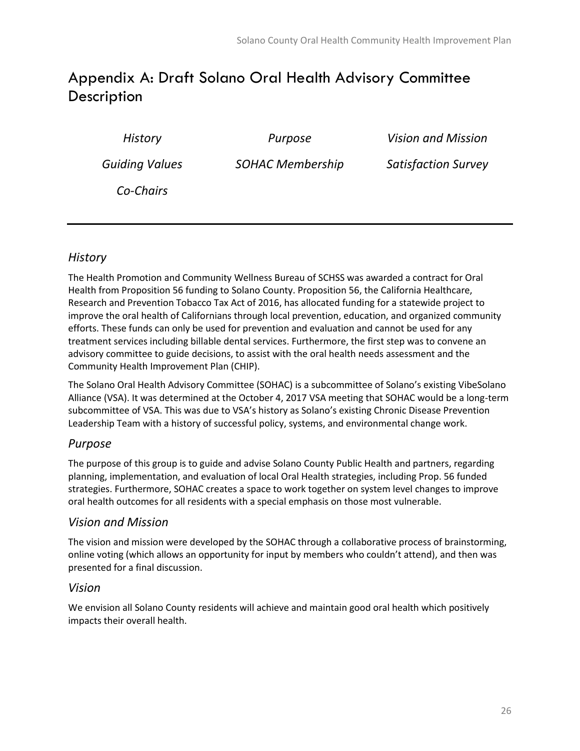# Appendix A: Draft Solano Oral Health Advisory Committee Description

| *History* | *Purpose* | *Vision and Mission* |
|---|---|---|
| *Guiding Values* | *SOHAC Membership* | *Satisfaction Survey* |
| *Co-Chairs* | | |

---

## *History*

The Health Promotion and Community Wellness Bureau of SCHSS was awarded a contract for Oral Health from Proposition 56 funding to Solano County. Proposition 56, the California Healthcare, Research and Prevention Tobacco Tax Act of 2016, has allocated funding for a statewide project to improve the oral health of Californians through local prevention, education, and organized community efforts. These funds can only be used for prevention and evaluation and cannot be used for any treatment services including billable dental services. Furthermore, the first step was to convene an advisory committee to guide decisions, to assist with the oral health needs assessment and the Community Health Improvement Plan (CHIP).

The Solano Oral Health Advisory Committee (SOHAC) is a subcommittee of Solano's existing VibeSolano Alliance (VSA). It was determined at the October 4, 2017 VSA meeting that SOHAC would be a long-term subcommittee of VSA. This was due to VSA's history as Solano's existing Chronic Disease Prevention Leadership Team with a history of successful policy, systems, and environmental change work.

## *Purpose*

The purpose of this group is to guide and advise Solano County Public Health and partners, regarding planning, implementation, and evaluation of local Oral Health strategies, including Prop. 56 funded strategies. Furthermore, SOHAC creates a space to work together on system level changes to improve oral health outcomes for all residents with a special emphasis on those most vulnerable.

## *Vision and Mission*

The vision and mission were developed by the SOHAC through a collaborative process of brainstorming, online voting (which allows an opportunity for input by members who couldn't attend), and then was presented for a final discussion.

## *Vision*

We envision all Solano County residents will achieve and maintain good oral health which positively impacts their overall health.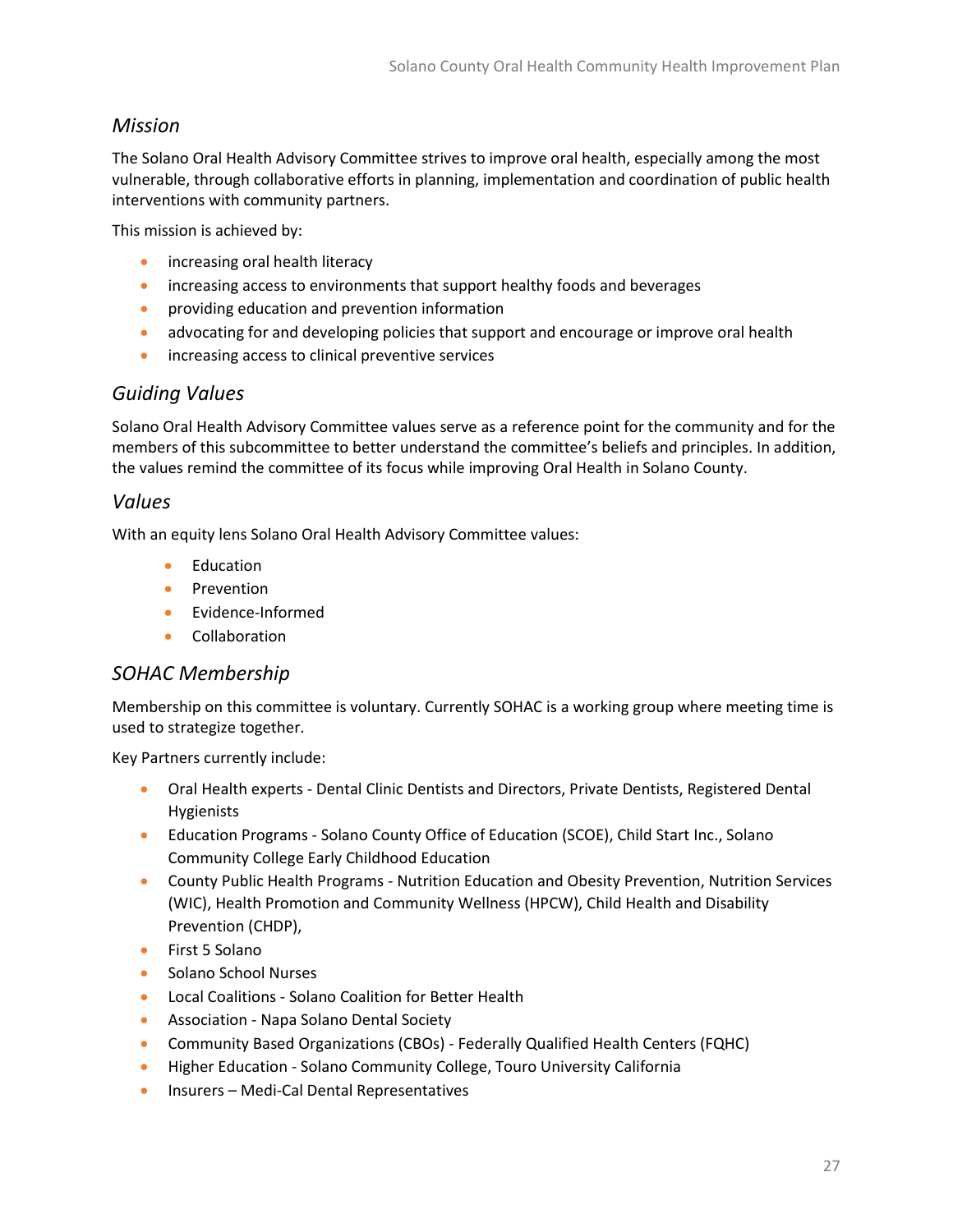## *Mission*

The Solano Oral Health Advisory Committee strives to improve oral health, especially among the most vulnerable, through collaborative efforts in planning, implementation and coordination of public health interventions with community partners.

This mission is achieved by:

- increasing oral health literacy
- increasing access to environments that support healthy foods and beverages
- providing education and prevention information
- advocating for and developing policies that support and encourage or improve oral health
- increasing access to clinical preventive services

## *Guiding Values*

Solano Oral Health Advisory Committee values serve as a reference point for the community and for the members of this subcommittee to better understand the committee's beliefs and principles. In addition, the values remind the committee of its focus while improving Oral Health in Solano County.

## *Values*

With an equity lens Solano Oral Health Advisory Committee values:

- Education
- Prevention
- Evidence-Informed
- Collaboration

## *SOHAC Membership*

Membership on this committee is voluntary. Currently SOHAC is a working group where meeting time is used to strategize together.

Key Partners currently include:

- Oral Health experts - Dental Clinic Dentists and Directors, Private Dentists, Registered Dental Hygienists
- Education Programs - Solano County Office of Education (SCOE), Child Start Inc., Solano Community College Early Childhood Education
- County Public Health Programs - Nutrition Education and Obesity Prevention, Nutrition Services (WIC), Health Promotion and Community Wellness (HPCW), Child Health and Disability Prevention (CHDP),
- First 5 Solano
- Solano School Nurses
- Local Coalitions - Solano Coalition for Better Health
- Association - Napa Solano Dental Society
- Community Based Organizations (CBOs) - Federally Qualified Health Centers (FQHC)
- Higher Education - Solano Community College, Touro University California
- Insurers – Medi-Cal Dental Representatives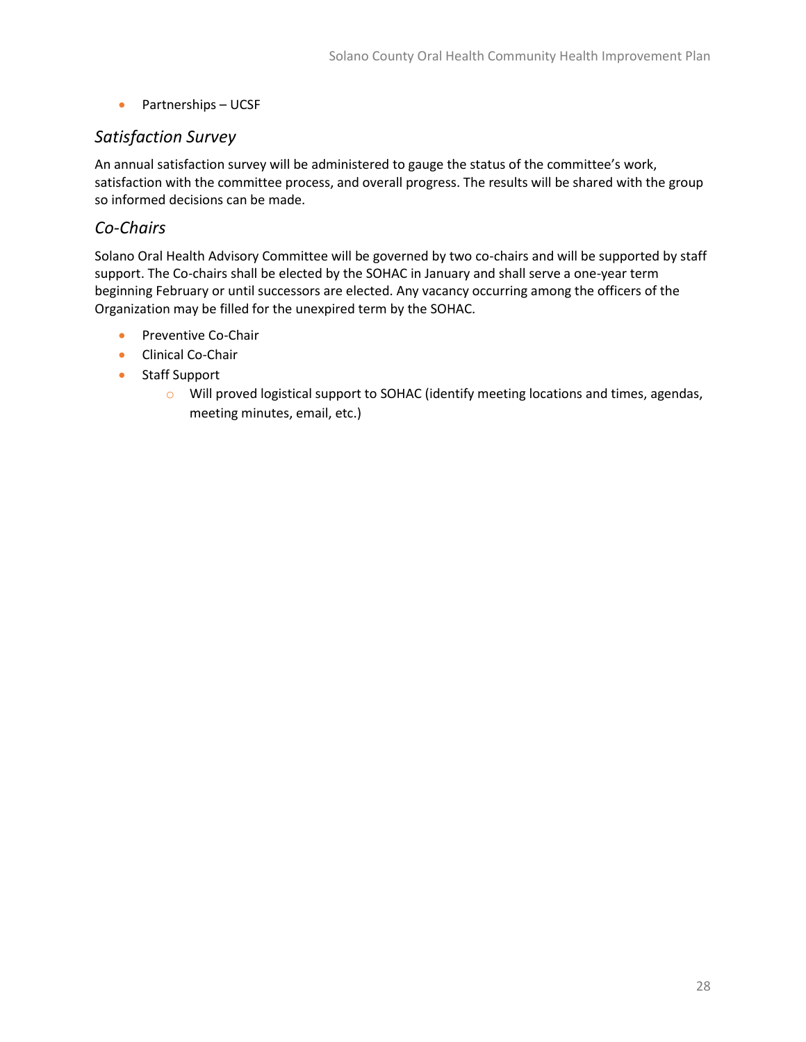- Partnerships – UCSF

### *Satisfaction Survey*

An annual satisfaction survey will be administered to gauge the status of the committee's work, satisfaction with the committee process, and overall progress. The results will be shared with the group so informed decisions can be made.

### *Co-Chairs*

Solano Oral Health Advisory Committee will be governed by two co-chairs and will be supported by staff support. The Co-chairs shall be elected by the SOHAC in January and shall serve a one-year term beginning February or until successors are elected. Any vacancy occurring among the officers of the Organization may be filled for the unexpired term by the SOHAC.

- Preventive Co-Chair
- Clinical Co-Chair
- Staff Support
  - Will proved logistical support to SOHAC (identify meeting locations and times, agendas, meeting minutes, email, etc.)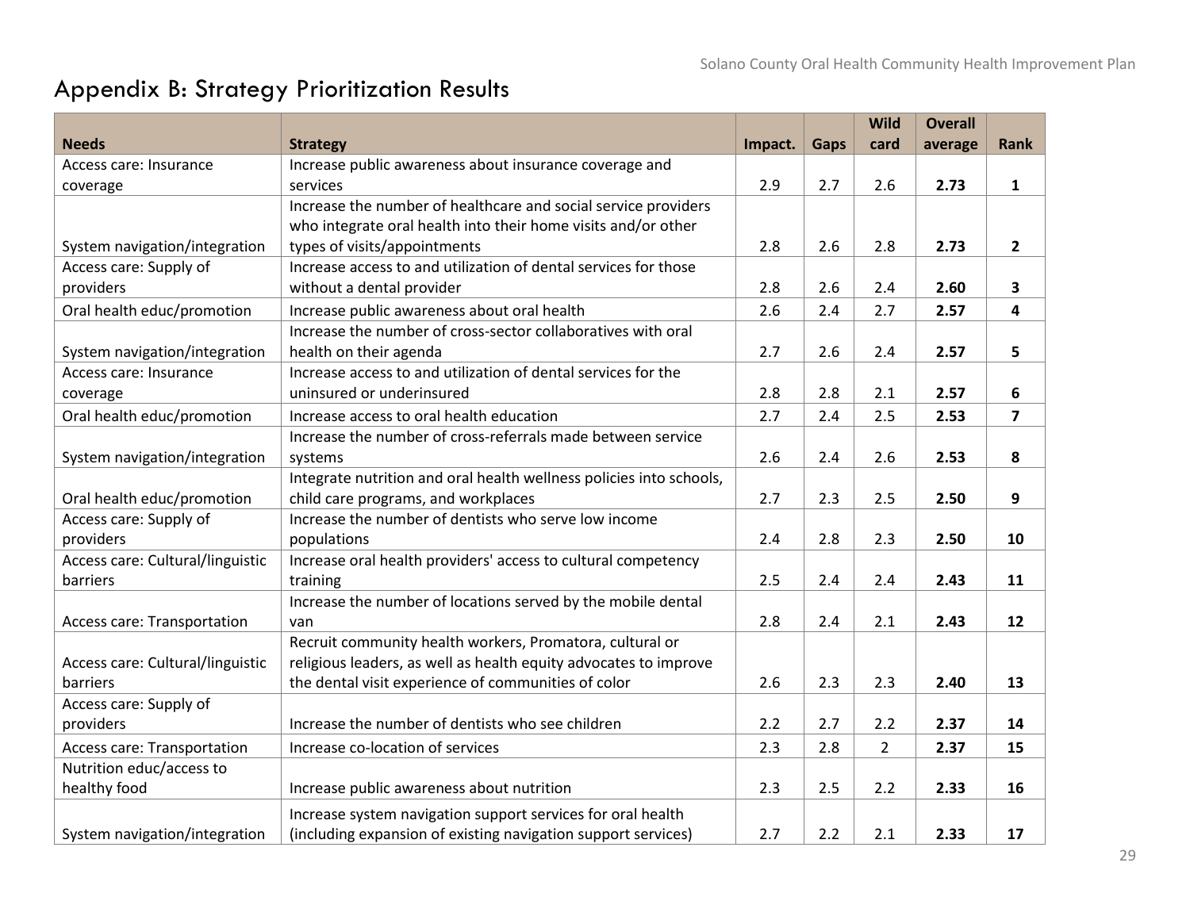# Appendix B: Strategy Prioritization Results

| Needs | Strategy | Impact. | Gaps | Wild card | Overall average | Rank |
|---|---|---|---|---|---|---|
| Access care: Insurance coverage | Increase public awareness about insurance coverage and services | 2.9 | 2.7 | 2.6 | **2.73** | **1** |
| System navigation/integration | Increase the number of healthcare and social service providers who integrate oral health into their home visits and/or other types of visits/appointments | 2.8 | 2.6 | 2.8 | **2.73** | **2** |
| Access care: Supply of providers | Increase access to and utilization of dental services for those without a dental provider | 2.8 | 2.6 | 2.4 | **2.60** | **3** |
| Oral health educ/promotion | Increase public awareness about oral health | 2.6 | 2.4 | 2.7 | **2.57** | **4** |
| System navigation/integration | Increase the number of cross-sector collaboratives with oral health on their agenda | 2.7 | 2.6 | 2.4 | **2.57** | **5** |
| Access care: Insurance coverage | Increase access to and utilization of dental services for the uninsured or underinsured | 2.8 | 2.8 | 2.1 | **2.57** | **6** |
| Oral health educ/promotion | Increase access to oral health education | 2.7 | 2.4 | 2.5 | **2.53** | **7** |
| System navigation/integration | Increase the number of cross-referrals made between service systems | 2.6 | 2.4 | 2.6 | **2.53** | **8** |
| Oral health educ/promotion | Integrate nutrition and oral health wellness policies into schools, child care programs, and workplaces | 2.7 | 2.3 | 2.5 | **2.50** | **9** |
| Access care: Supply of providers | Increase the number of dentists who serve low income populations | 2.4 | 2.8 | 2.3 | **2.50** | **10** |
| Access care: Cultural/linguistic barriers | Increase oral health providers' access to cultural competency training | 2.5 | 2.4 | 2.4 | **2.43** | **11** |
| Access care: Transportation | Increase the number of locations served by the mobile dental van | 2.8 | 2.4 | 2.1 | **2.43** | **12** |
| Access care: Cultural/linguistic barriers | Recruit community health workers, Promatora, cultural or religious leaders, as well as health equity advocates to improve the dental visit experience of communities of color | 2.6 | 2.3 | 2.3 | **2.40** | **13** |
| Access care: Supply of providers | Increase the number of dentists who see children | 2.2 | 2.7 | 2.2 | **2.37** | **14** |
| Access care: Transportation | Increase co-location of services | 2.3 | 2.8 | 2 | **2.37** | **15** |
| Nutrition educ/access to healthy food | Increase public awareness about nutrition | 2.3 | 2.5 | 2.2 | **2.33** | **16** |
| System navigation/integration | Increase system navigation support services for oral health (including expansion of existing navigation support services) | 2.7 | 2.2 | 2.1 | **2.33** | **17** |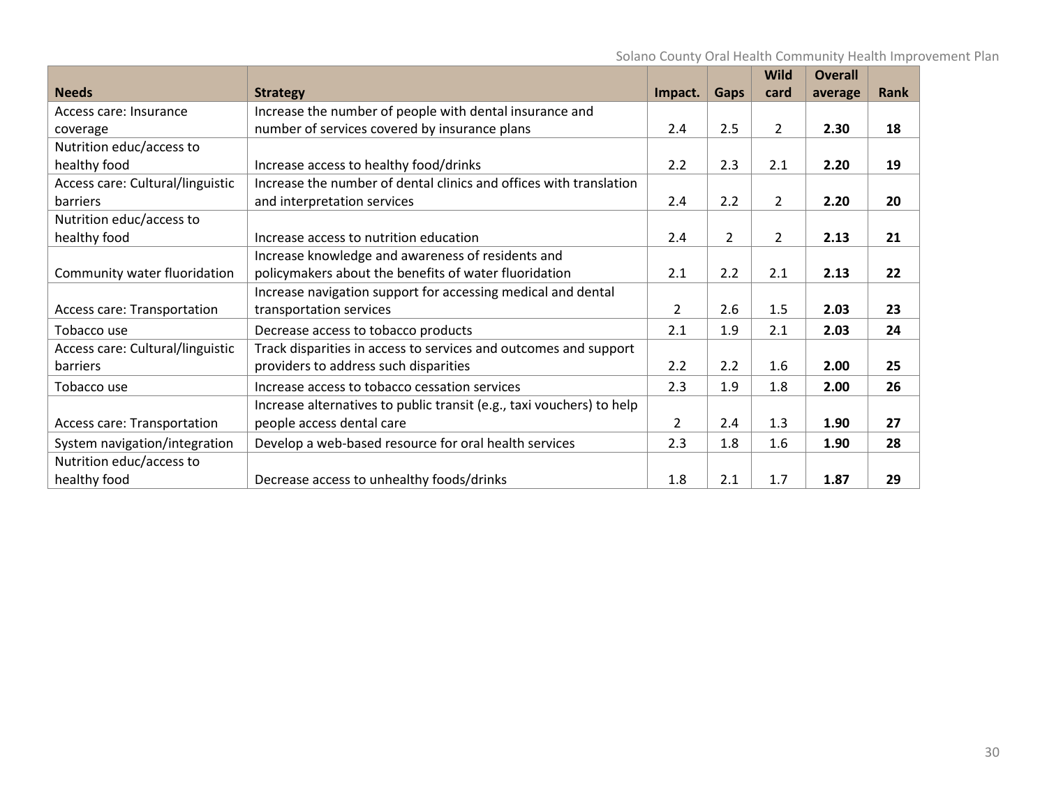| Needs | Strategy | Impact. | Gaps | Wild card | Overall average | Rank |
|---|---|---|---|---|---|---|
| Access care: Insurance coverage | Increase the number of people with dental insurance and number of services covered by insurance plans | 2.4 | 2.5 | 2 | **2.30** | **18** |
| Nutrition educ/access to healthy food | Increase access to healthy food/drinks | 2.2 | 2.3 | 2.1 | **2.20** | **19** |
| Access care: Cultural/linguistic barriers | Increase the number of dental clinics and offices with translation and interpretation services | 2.4 | 2.2 | 2 | **2.20** | **20** |
| Nutrition educ/access to healthy food | Increase access to nutrition education | 2.4 | 2 | 2 | **2.13** | **21** |
| Community water fluoridation | Increase knowledge and awareness of residents and policymakers about the benefits of water fluoridation | 2.1 | 2.2 | 2.1 | **2.13** | **22** |
| Access care: Transportation | Increase navigation support for accessing medical and dental transportation services | 2 | 2.6 | 1.5 | **2.03** | **23** |
| Tobacco use | Decrease access to tobacco products | 2.1 | 1.9 | 2.1 | **2.03** | **24** |
| Access care: Cultural/linguistic barriers | Track disparities in access to services and outcomes and support providers to address such disparities | 2.2 | 2.2 | 1.6 | **2.00** | **25** |
| Tobacco use | Increase access to tobacco cessation services | 2.3 | 1.9 | 1.8 | **2.00** | **26** |
| Access care: Transportation | Increase alternatives to public transit (e.g., taxi vouchers) to help people access dental care | 2 | 2.4 | 1.3 | **1.90** | **27** |
| System navigation/integration | Develop a web-based resource for oral health services | 2.3 | 1.8 | 1.6 | **1.90** | **28** |
| Nutrition educ/access to healthy food | Decrease access to unhealthy foods/drinks | 1.8 | 2.1 | 1.7 | **1.87** | **29** |